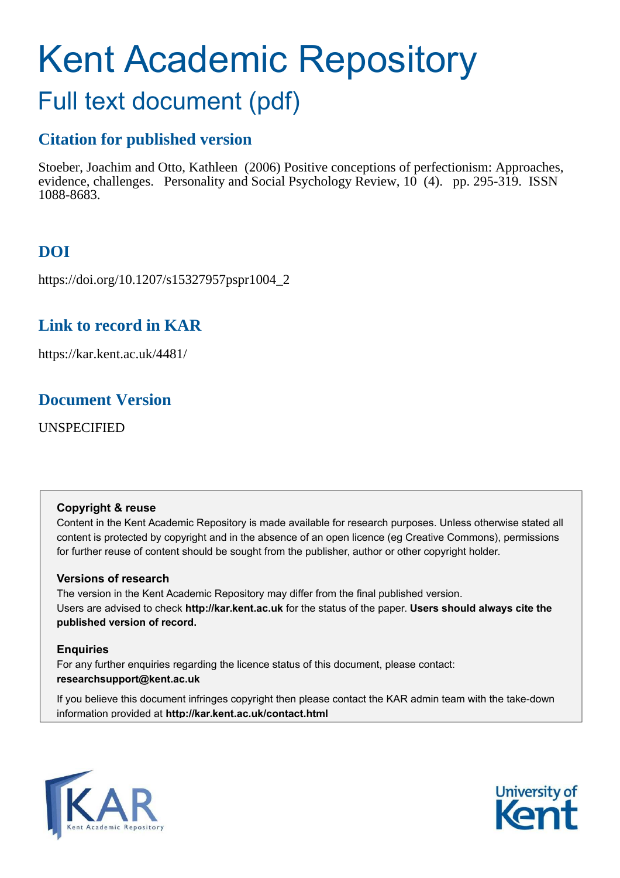# Kent Academic Repository

## Full text document (pdf)

### Citation for published version

Stoeber, Joachim and Otto, Kathleen (2006) Positive conceptions of perfectionism: Approaches, evidence, challenges. Personality and Social Psychology Review, 10 (4). pp. 295-319. ISSN 1088-8683.

### DOI

https://doi.org/10.1207/s15327957pspr1004_2

### Link to record in KAR

https://kar.kent.ac.uk/4481/

### Document Version

UNSPECIFIED

**Copyright & reuse**

Content in the Kent Academic Repository is made available for research purposes. Unless otherwise stated all content is protected by copyright and in the absence of an open licence (eg Creative Commons), permissions for further reuse of content should be sought from the publisher, author or other copyright holder.

**Versions of research**

The version in the Kent Academic Repository may differ from the final published version. Users are advised to check **http://kar.kent.ac.uk** for the status of the paper. **Users should always cite the published version of record.**

**Enquiries**

For any further enquiries regarding the licence status of this document, please contact: **researchsupport@kent.ac.uk**

If you believe this document infringes copyright then please contact the KAR admin team with the take-down information provided at **http://kar.kent.ac.uk/contact.html**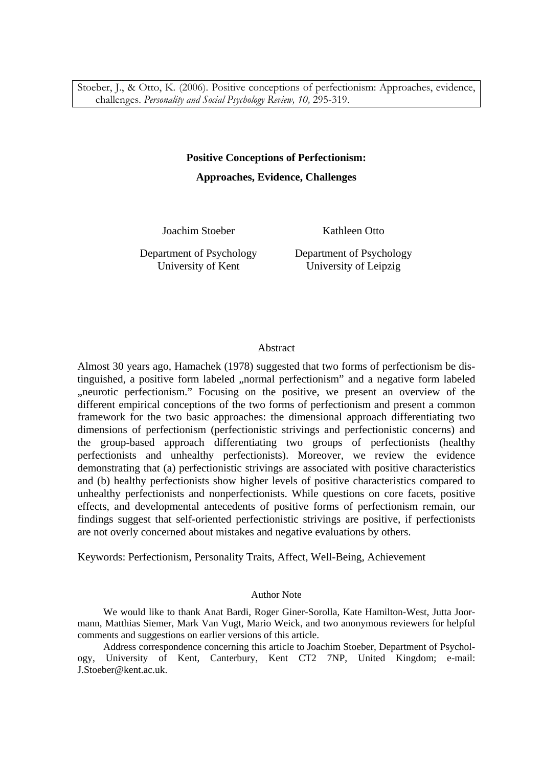Stoeber, J., & Otto, K. (2006). Positive conceptions of perfectionism: Approaches, evidence, challenges. *Personality and Social Psychology Review, 10,* 295-319.

**Positive Conceptions of Perfectionism:**

**Approaches, Evidence, Challenges**

Joachim Stoeber
Department of Psychology
University of Kent

Kathleen Otto
Department of Psychology
University of Leipzig

## Abstract

Almost 30 years ago, Hamachek (1978) suggested that two forms of perfectionism be distinguished, a positive form labeled „normal perfectionism" and a negative form labeled „neurotic perfectionism." Focusing on the positive, we present an overview of the different empirical conceptions of the two forms of perfectionism and present a common framework for the two basic approaches: the dimensional approach differentiating two dimensions of perfectionism (perfectionistic strivings and perfectionistic concerns) and the group-based approach differentiating two groups of perfectionists (healthy perfectionists and unhealthy perfectionists). Moreover, we review the evidence demonstrating that (a) perfectionistic strivings are associated with positive characteristics and (b) healthy perfectionists show higher levels of positive characteristics compared to unhealthy perfectionists and nonperfectionists. While questions on core facets, positive effects, and developmental antecedents of positive forms of perfectionism remain, our findings suggest that self-oriented perfectionistic strivings are positive, if perfectionists are not overly concerned about mistakes and negative evaluations by others.

Keywords: Perfectionism, Personality Traits, Affect, Well-Being, Achievement

### Author Note

We would like to thank Anat Bardi, Roger Giner-Sorolla, Kate Hamilton-West, Jutta Joormann, Matthias Siemer, Mark Van Vugt, Mario Weick, and two anonymous reviewers for helpful comments and suggestions on earlier versions of this article.

Address correspondence concerning this article to Joachim Stoeber, Department of Psychology, University of Kent, Canterbury, Kent CT2 7NP, United Kingdom; e-mail: J.Stoeber@kent.ac.uk.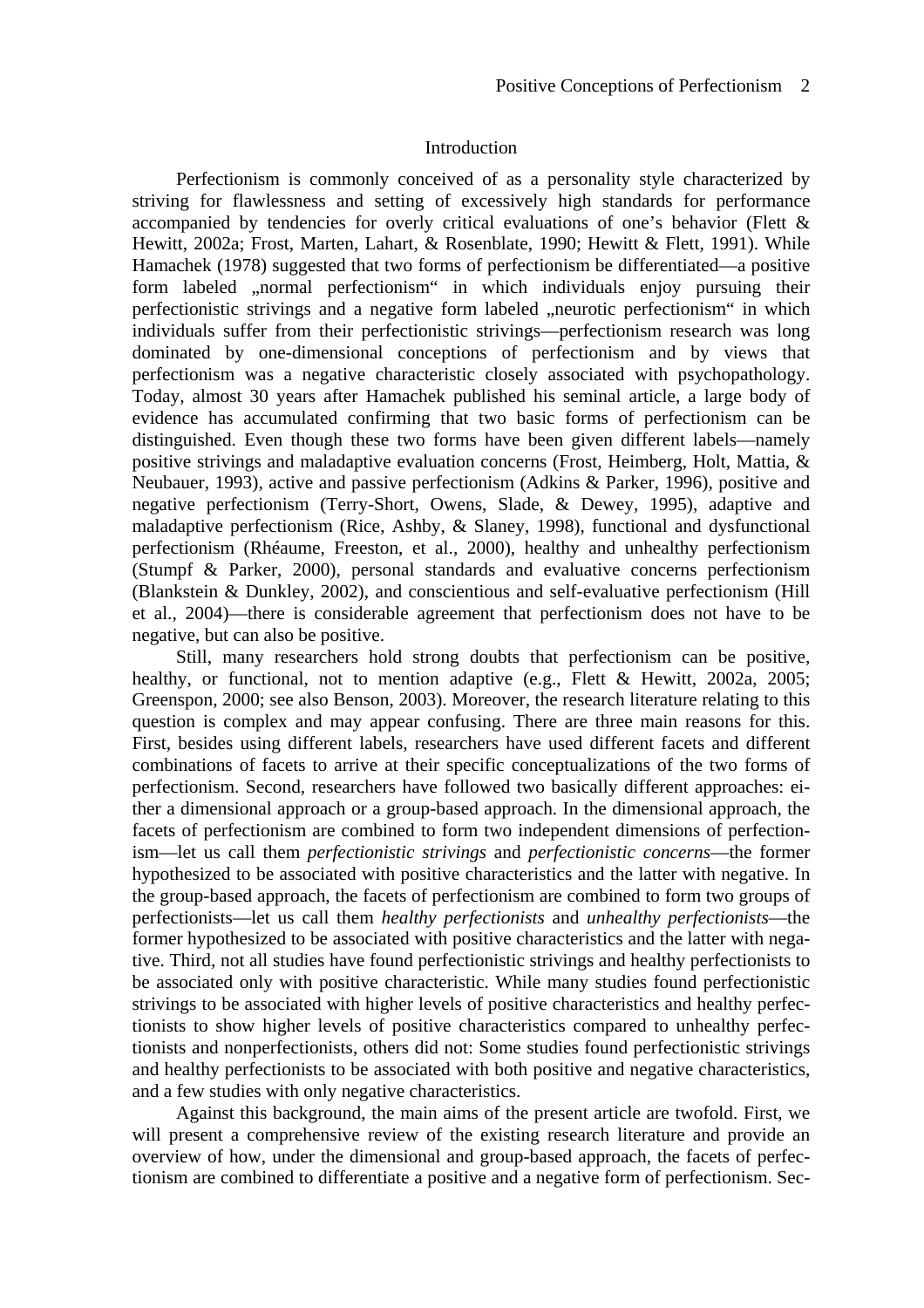## Introduction

Perfectionism is commonly conceived of as a personality style characterized by striving for flawlessness and setting of excessively high standards for performance accompanied by tendencies for overly critical evaluations of one's behavior (Flett & Hewitt, 2002a; Frost, Marten, Lahart, & Rosenblate, 1990; Hewitt & Flett, 1991). While Hamachek (1978) suggested that two forms of perfectionism be differentiated—a positive form labeled „normal perfectionism" in which individuals enjoy pursuing their perfectionistic strivings and a negative form labeled „neurotic perfectionism" in which individuals suffer from their perfectionistic strivings—perfectionism research was long dominated by one-dimensional conceptions of perfectionism and by views that perfectionism was a negative characteristic closely associated with psychopathology. Today, almost 30 years after Hamachek published his seminal article, a large body of evidence has accumulated confirming that two basic forms of perfectionism can be distinguished. Even though these two forms have been given different labels—namely positive strivings and maladaptive evaluation concerns (Frost, Heimberg, Holt, Mattia, & Neubauer, 1993), active and passive perfectionism (Adkins & Parker, 1996), positive and negative perfectionism (Terry-Short, Owens, Slade, & Dewey, 1995), adaptive and maladaptive perfectionism (Rice, Ashby, & Slaney, 1998), functional and dysfunctional perfectionism (Rhéaume, Freeston, et al., 2000), healthy and unhealthy perfectionism (Stumpf & Parker, 2000), personal standards and evaluative concerns perfectionism (Blankstein & Dunkley, 2002), and conscientious and self-evaluative perfectionism (Hill et al., 2004)—there is considerable agreement that perfectionism does not have to be negative, but can also be positive.

Still, many researchers hold strong doubts that perfectionism can be positive, healthy, or functional, not to mention adaptive (e.g., Flett & Hewitt, 2002a, 2005; Greenspon, 2000; see also Benson, 2003). Moreover, the research literature relating to this question is complex and may appear confusing. There are three main reasons for this. First, besides using different labels, researchers have used different facets and different combinations of facets to arrive at their specific conceptualizations of the two forms of perfectionism. Second, researchers have followed two basically different approaches: either a dimensional approach or a group-based approach. In the dimensional approach, the facets of perfectionism are combined to form two independent dimensions of perfectionism—let us call them *perfectionistic strivings* and *perfectionistic concerns*—the former hypothesized to be associated with positive characteristics and the latter with negative. In the group-based approach, the facets of perfectionism are combined to form two groups of perfectionists—let us call them *healthy perfectionists* and *unhealthy perfectionists*—the former hypothesized to be associated with positive characteristics and the latter with negative. Third, not all studies have found perfectionistic strivings and healthy perfectionists to be associated only with positive characteristic. While many studies found perfectionistic strivings to be associated with higher levels of positive characteristics and healthy perfectionists to show higher levels of positive characteristics compared to unhealthy perfectionists and nonperfectionists, others did not: Some studies found perfectionistic strivings and healthy perfectionists to be associated with both positive and negative characteristics, and a few studies with only negative characteristics.

Against this background, the main aims of the present article are twofold. First, we will present a comprehensive review of the existing research literature and provide an overview of how, under the dimensional and group-based approach, the facets of perfectionism are combined to differentiate a positive and a negative form of perfectionism. Sec-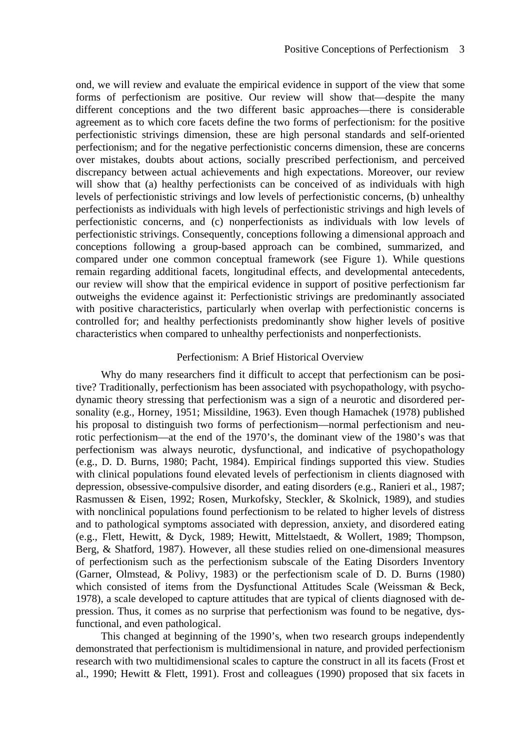ond, we will review and evaluate the empirical evidence in support of the view that some forms of perfectionism are positive. Our review will show that—despite the many different conceptions and the two different basic approaches—there is considerable agreement as to which core facets define the two forms of perfectionism: for the positive perfectionistic strivings dimension, these are high personal standards and self-oriented perfectionism; and for the negative perfectionistic concerns dimension, these are concerns over mistakes, doubts about actions, socially prescribed perfectionism, and perceived discrepancy between actual achievements and high expectations. Moreover, our review will show that (a) healthy perfectionists can be conceived of as individuals with high levels of perfectionistic strivings and low levels of perfectionistic concerns, (b) unhealthy perfectionists as individuals with high levels of perfectionistic strivings and high levels of perfectionistic concerns, and (c) nonperfectionists as individuals with low levels of perfectionistic strivings. Consequently, conceptions following a dimensional approach and conceptions following a group-based approach can be combined, summarized, and compared under one common conceptual framework (see Figure 1). While questions remain regarding additional facets, longitudinal effects, and developmental antecedents, our review will show that the empirical evidence in support of positive perfectionism far outweighs the evidence against it: Perfectionistic strivings are predominantly associated with positive characteristics, particularly when overlap with perfectionistic concerns is controlled for; and healthy perfectionists predominantly show higher levels of positive characteristics when compared to unhealthy perfectionists and nonperfectionists.

## Perfectionism: A Brief Historical Overview

Why do many researchers find it difficult to accept that perfectionism can be positive? Traditionally, perfectionism has been associated with psychopathology, with psychodynamic theory stressing that perfectionism was a sign of a neurotic and disordered personality (e.g., Horney, 1951; Missildine, 1963). Even though Hamachek (1978) published his proposal to distinguish two forms of perfectionism—normal perfectionism and neurotic perfectionism—at the end of the 1970's, the dominant view of the 1980's was that perfectionism was always neurotic, dysfunctional, and indicative of psychopathology (e.g., D. D. Burns, 1980; Pacht, 1984). Empirical findings supported this view. Studies with clinical populations found elevated levels of perfectionism in clients diagnosed with depression, obsessive-compulsive disorder, and eating disorders (e.g., Ranieri et al., 1987; Rasmussen & Eisen, 1992; Rosen, Murkofsky, Steckler, & Skolnick, 1989), and studies with nonclinical populations found perfectionism to be related to higher levels of distress and to pathological symptoms associated with depression, anxiety, and disordered eating (e.g., Flett, Hewitt, & Dyck, 1989; Hewitt, Mittelstaedt, & Wollert, 1989; Thompson, Berg, & Shatford, 1987). However, all these studies relied on one-dimensional measures of perfectionism such as the perfectionism subscale of the Eating Disorders Inventory (Garner, Olmstead, & Polivy, 1983) or the perfectionism scale of D. D. Burns (1980) which consisted of items from the Dysfunctional Attitudes Scale (Weissman & Beck, 1978), a scale developed to capture attitudes that are typical of clients diagnosed with depression. Thus, it comes as no surprise that perfectionism was found to be negative, dysfunctional, and even pathological.

This changed at beginning of the 1990's, when two research groups independently demonstrated that perfectionism is multidimensional in nature, and provided perfectionism research with two multidimensional scales to capture the construct in all its facets (Frost et al., 1990; Hewitt & Flett, 1991). Frost and colleagues (1990) proposed that six facets in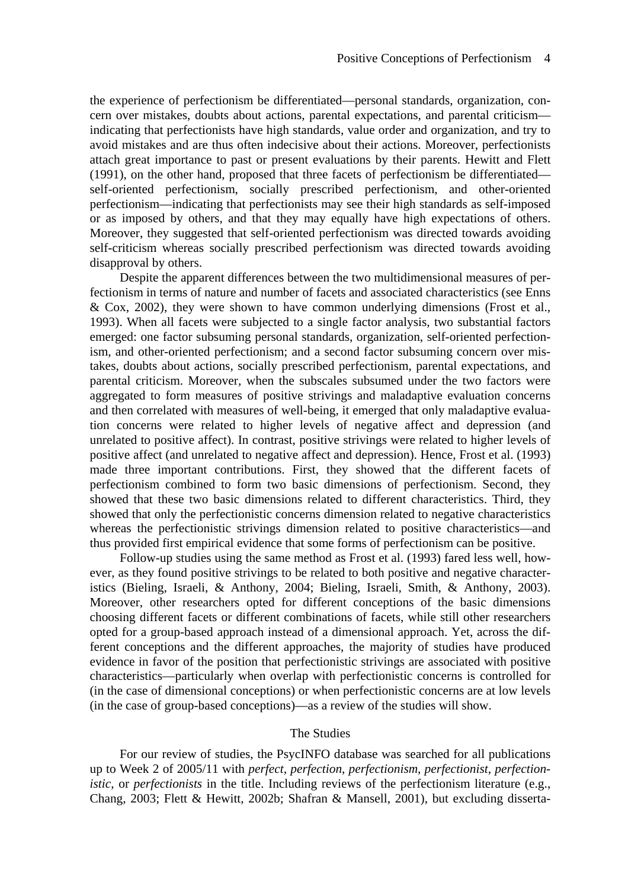the experience of perfectionism be differentiated—personal standards, organization, concern over mistakes, doubts about actions, parental expectations, and parental criticism—indicating that perfectionists have high standards, value order and organization, and try to avoid mistakes and are thus often indecisive about their actions. Moreover, perfectionists attach great importance to past or present evaluations by their parents. Hewitt and Flett (1991), on the other hand, proposed that three facets of perfectionism be differentiated—self-oriented perfectionism, socially prescribed perfectionism, and other-oriented perfectionism—indicating that perfectionists may see their high standards as self-imposed or as imposed by others, and that they may equally have high expectations of others. Moreover, they suggested that self-oriented perfectionism was directed towards avoiding self-criticism whereas socially prescribed perfectionism was directed towards avoiding disapproval by others.

Despite the apparent differences between the two multidimensional measures of perfectionism in terms of nature and number of facets and associated characteristics (see Enns & Cox, 2002), they were shown to have common underlying dimensions (Frost et al., 1993). When all facets were subjected to a single factor analysis, two substantial factors emerged: one factor subsuming personal standards, organization, self-oriented perfectionism, and other-oriented perfectionism; and a second factor subsuming concern over mistakes, doubts about actions, socially prescribed perfectionism, parental expectations, and parental criticism. Moreover, when the subscales subsumed under the two factors were aggregated to form measures of positive strivings and maladaptive evaluation concerns and then correlated with measures of well-being, it emerged that only maladaptive evaluation concerns were related to higher levels of negative affect and depression (and unrelated to positive affect). In contrast, positive strivings were related to higher levels of positive affect (and unrelated to negative affect and depression). Hence, Frost et al. (1993) made three important contributions. First, they showed that the different facets of perfectionism combined to form two basic dimensions of perfectionism. Second, they showed that these two basic dimensions related to different characteristics. Third, they showed that only the perfectionistic concerns dimension related to negative characteristics whereas the perfectionistic strivings dimension related to positive characteristics—and thus provided first empirical evidence that some forms of perfectionism can be positive.

Follow-up studies using the same method as Frost et al. (1993) fared less well, however, as they found positive strivings to be related to both positive and negative characteristics (Bieling, Israeli, & Anthony, 2004; Bieling, Israeli, Smith, & Anthony, 2003). Moreover, other researchers opted for different conceptions of the basic dimensions choosing different facets or different combinations of facets, while still other researchers opted for a group-based approach instead of a dimensional approach. Yet, across the different conceptions and the different approaches, the majority of studies have produced evidence in favor of the position that perfectionistic strivings are associated with positive characteristics—particularly when overlap with perfectionistic concerns is controlled for (in the case of dimensional conceptions) or when perfectionistic concerns are at low levels (in the case of group-based conceptions)—as a review of the studies will show.

## The Studies

For our review of studies, the PsycINFO database was searched for all publications up to Week 2 of 2005/11 with *perfect*, *perfection*, *perfectionism*, *perfectionist*, *perfectionistic*, or *perfectionists* in the title. Including reviews of the perfectionism literature (e.g., Chang, 2003; Flett & Hewitt, 2002b; Shafran & Mansell, 2001), but excluding disserta-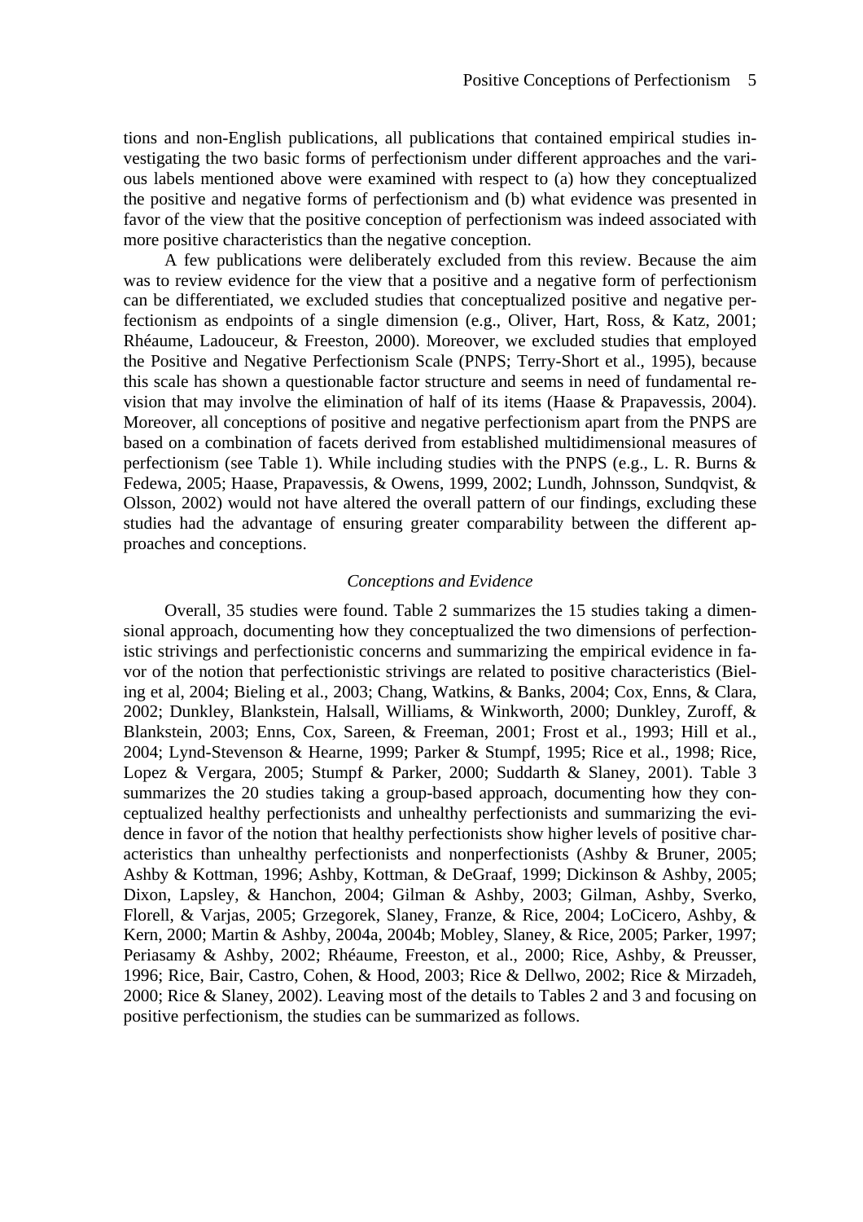tions and non-English publications, all publications that contained empirical studies investigating the two basic forms of perfectionism under different approaches and the various labels mentioned above were examined with respect to (a) how they conceptualized the positive and negative forms of perfectionism and (b) what evidence was presented in favor of the view that the positive conception of perfectionism was indeed associated with more positive characteristics than the negative conception.

A few publications were deliberately excluded from this review. Because the aim was to review evidence for the view that a positive and a negative form of perfectionism can be differentiated, we excluded studies that conceptualized positive and negative perfectionism as endpoints of a single dimension (e.g., Oliver, Hart, Ross, & Katz, 2001; Rhéaume, Ladouceur, & Freeston, 2000). Moreover, we excluded studies that employed the Positive and Negative Perfectionism Scale (PNPS; Terry-Short et al., 1995), because this scale has shown a questionable factor structure and seems in need of fundamental revision that may involve the elimination of half of its items (Haase & Prapavessis, 2004). Moreover, all conceptions of positive and negative perfectionism apart from the PNPS are based on a combination of facets derived from established multidimensional measures of perfectionism (see Table 1). While including studies with the PNPS (e.g., L. R. Burns & Fedewa, 2005; Haase, Prapavessis, & Owens, 1999, 2002; Lundh, Johnsson, Sundqvist, & Olsson, 2002) would not have altered the overall pattern of our findings, excluding these studies had the advantage of ensuring greater comparability between the different approaches and conceptions.

### *Conceptions and Evidence*

Overall, 35 studies were found. Table 2 summarizes the 15 studies taking a dimensional approach, documenting how they conceptualized the two dimensions of perfectionistic strivings and perfectionistic concerns and summarizing the empirical evidence in favor of the notion that perfectionistic strivings are related to positive characteristics (Bieling et al, 2004; Bieling et al., 2003; Chang, Watkins, & Banks, 2004; Cox, Enns, & Clara, 2002; Dunkley, Blankstein, Halsall, Williams, & Winkworth, 2000; Dunkley, Zuroff, & Blankstein, 2003; Enns, Cox, Sareen, & Freeman, 2001; Frost et al., 1993; Hill et al., 2004; Lynd-Stevenson & Hearne, 1999; Parker & Stumpf, 1995; Rice et al., 1998; Rice, Lopez & Vergara, 2005; Stumpf & Parker, 2000; Suddarth & Slaney, 2001). Table 3 summarizes the 20 studies taking a group-based approach, documenting how they conceptualized healthy perfectionists and unhealthy perfectionists and summarizing the evidence in favor of the notion that healthy perfectionists show higher levels of positive characteristics than unhealthy perfectionists and nonperfectionists (Ashby & Bruner, 2005; Ashby & Kottman, 1996; Ashby, Kottman, & DeGraaf, 1999; Dickinson & Ashby, 2005; Dixon, Lapsley, & Hanchon, 2004; Gilman & Ashby, 2003; Gilman, Ashby, Sverko, Florell, & Varjas, 2005; Grzegorek, Slaney, Franze, & Rice, 2004; LoCicero, Ashby, & Kern, 2000; Martin & Ashby, 2004a, 2004b; Mobley, Slaney, & Rice, 2005; Parker, 1997; Periasamy & Ashby, 2002; Rhéaume, Freeston, et al., 2000; Rice, Ashby, & Preusser, 1996; Rice, Bair, Castro, Cohen, & Hood, 2003; Rice & Dellwo, 2002; Rice & Mirzadeh, 2000; Rice & Slaney, 2002). Leaving most of the details to Tables 2 and 3 and focusing on positive perfectionism, the studies can be summarized as follows.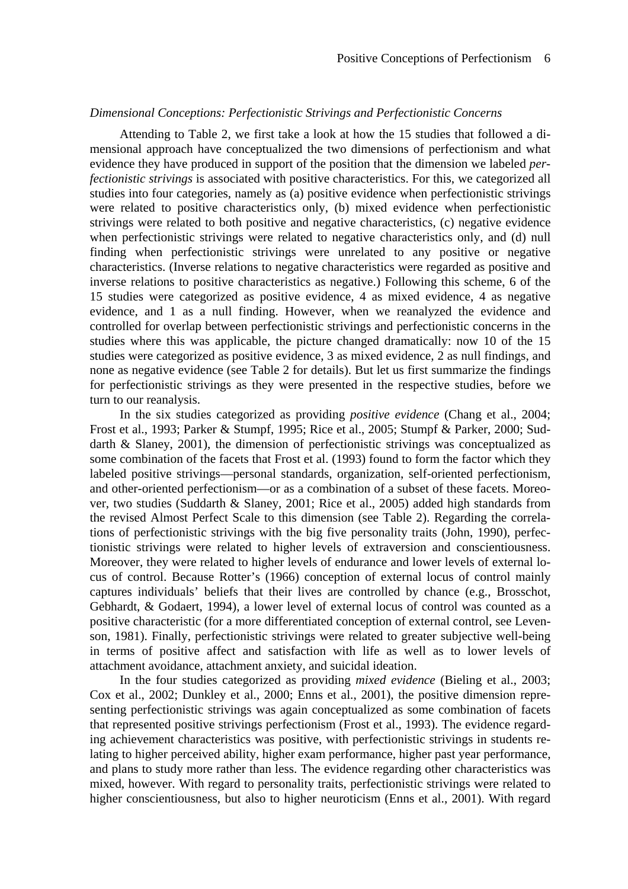*Dimensional Conceptions: Perfectionistic Strivings and Perfectionistic Concerns*

Attending to Table 2, we first take a look at how the 15 studies that followed a dimensional approach have conceptualized the two dimensions of perfectionism and what evidence they have produced in support of the position that the dimension we labeled *perfectionistic strivings* is associated with positive characteristics. For this, we categorized all studies into four categories, namely as (a) positive evidence when perfectionistic strivings were related to positive characteristics only, (b) mixed evidence when perfectionistic strivings were related to both positive and negative characteristics, (c) negative evidence when perfectionistic strivings were related to negative characteristics only, and (d) null finding when perfectionistic strivings were unrelated to any positive or negative characteristics. (Inverse relations to negative characteristics were regarded as positive and inverse relations to positive characteristics as negative.) Following this scheme, 6 of the 15 studies were categorized as positive evidence, 4 as mixed evidence, 4 as negative evidence, and 1 as a null finding. However, when we reanalyzed the evidence and controlled for overlap between perfectionistic strivings and perfectionistic concerns in the studies where this was applicable, the picture changed dramatically: now 10 of the 15 studies were categorized as positive evidence, 3 as mixed evidence, 2 as null findings, and none as negative evidence (see Table 2 for details). But let us first summarize the findings for perfectionistic strivings as they were presented in the respective studies, before we turn to our reanalysis.

In the six studies categorized as providing *positive evidence* (Chang et al., 2004; Frost et al., 1993; Parker & Stumpf, 1995; Rice et al., 2005; Stumpf & Parker, 2000; Suddarth & Slaney, 2001), the dimension of perfectionistic strivings was conceptualized as some combination of the facets that Frost et al. (1993) found to form the factor which they labeled positive strivings—personal standards, organization, self-oriented perfectionism, and other-oriented perfectionism—or as a combination of a subset of these facets. Moreover, two studies (Suddarth & Slaney, 2001; Rice et al., 2005) added high standards from the revised Almost Perfect Scale to this dimension (see Table 2). Regarding the correlations of perfectionistic strivings with the big five personality traits (John, 1990), perfectionistic strivings were related to higher levels of extraversion and conscientiousness. Moreover, they were related to higher levels of endurance and lower levels of external locus of control. Because Rotter's (1966) conception of external locus of control mainly captures individuals' beliefs that their lives are controlled by chance (e.g., Brosschot, Gebhardt, & Godaert, 1994), a lower level of external locus of control was counted as a positive characteristic (for a more differentiated conception of external control, see Levenson, 1981). Finally, perfectionistic strivings were related to greater subjective well-being in terms of positive affect and satisfaction with life as well as to lower levels of attachment avoidance, attachment anxiety, and suicidal ideation.

In the four studies categorized as providing *mixed evidence* (Bieling et al., 2003; Cox et al., 2002; Dunkley et al., 2000; Enns et al., 2001), the positive dimension representing perfectionistic strivings was again conceptualized as some combination of facets that represented positive strivings perfectionism (Frost et al., 1993). The evidence regarding achievement characteristics was positive, with perfectionistic strivings in students relating to higher perceived ability, higher exam performance, higher past year performance, and plans to study more rather than less. The evidence regarding other characteristics was mixed, however. With regard to personality traits, perfectionistic strivings were related to higher conscientiousness, but also to higher neuroticism (Enns et al., 2001). With regard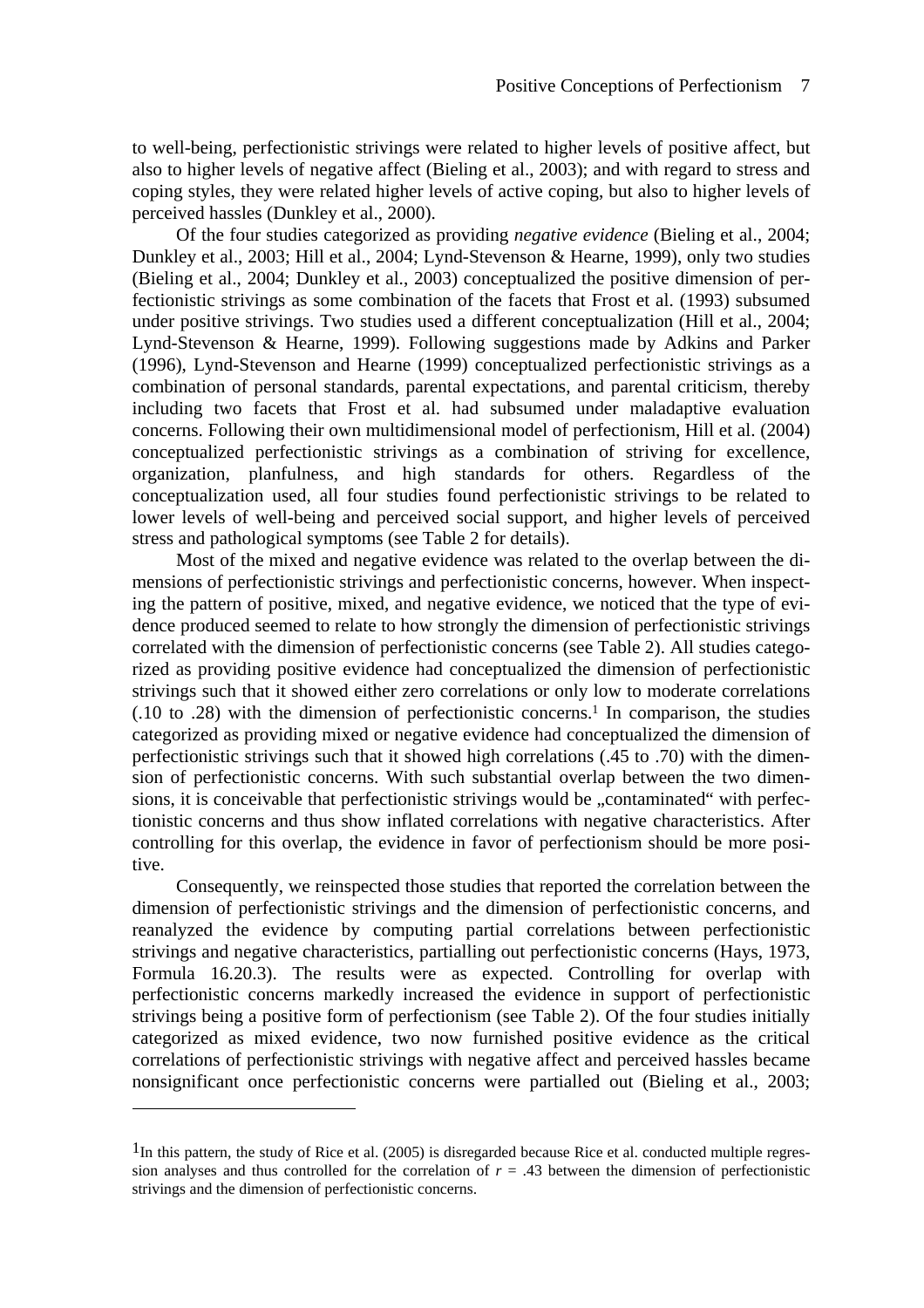to well-being, perfectionistic strivings were related to higher levels of positive affect, but also to higher levels of negative affect (Bieling et al., 2003); and with regard to stress and coping styles, they were related higher levels of active coping, but also to higher levels of perceived hassles (Dunkley et al., 2000).

Of the four studies categorized as providing *negative evidence* (Bieling et al., 2004; Dunkley et al., 2003; Hill et al., 2004; Lynd-Stevenson & Hearne, 1999), only two studies (Bieling et al., 2004; Dunkley et al., 2003) conceptualized the positive dimension of perfectionistic strivings as some combination of the facets that Frost et al. (1993) subsumed under positive strivings. Two studies used a different conceptualization (Hill et al., 2004; Lynd-Stevenson & Hearne, 1999). Following suggestions made by Adkins and Parker (1996), Lynd-Stevenson and Hearne (1999) conceptualized perfectionistic strivings as a combination of personal standards, parental expectations, and parental criticism, thereby including two facets that Frost et al. had subsumed under maladaptive evaluation concerns. Following their own multidimensional model of perfectionism, Hill et al. (2004) conceptualized perfectionistic strivings as a combination of striving for excellence, organization, planfulness, and high standards for others. Regardless of the conceptualization used, all four studies found perfectionistic strivings to be related to lower levels of well-being and perceived social support, and higher levels of perceived stress and pathological symptoms (see Table 2 for details).

Most of the mixed and negative evidence was related to the overlap between the dimensions of perfectionistic strivings and perfectionistic concerns, however. When inspecting the pattern of positive, mixed, and negative evidence, we noticed that the type of evidence produced seemed to relate to how strongly the dimension of perfectionistic strivings correlated with the dimension of perfectionistic concerns (see Table 2). All studies categorized as providing positive evidence had conceptualized the dimension of perfectionistic strivings such that it showed either zero correlations or only low to moderate correlations (.10 to .28) with the dimension of perfectionistic concerns.[1] In comparison, the studies categorized as providing mixed or negative evidence had conceptualized the dimension of perfectionistic strivings such that it showed high correlations (.45 to .70) with the dimension of perfectionistic concerns. With such substantial overlap between the two dimensions, it is conceivable that perfectionistic strivings would be „contaminated“ with perfectionistic concerns and thus show inflated correlations with negative characteristics. After controlling for this overlap, the evidence in favor of perfectionism should be more positive.

Consequently, we reinspected those studies that reported the correlation between the dimension of perfectionistic strivings and the dimension of perfectionistic concerns, and reanalyzed the evidence by computing partial correlations between perfectionistic strivings and negative characteristics, partialling out perfectionistic concerns (Hays, 1973, Formula 16.20.3). The results were as expected. Controlling for overlap with perfectionistic concerns markedly increased the evidence in support of perfectionistic strivings being a positive form of perfectionism (see Table 2). Of the four studies initially categorized as mixed evidence, two now furnished positive evidence as the critical correlations of perfectionistic strivings with negative affect and perceived hassles became nonsignificant once perfectionistic concerns were partialled out (Bieling et al., 2003;

---

[1] In this pattern, the study of Rice et al. (2005) is disregarded because Rice et al. conducted multiple regression analyses and thus controlled for the correlation of $r$ = .43 between the dimension of perfectionistic strivings and the dimension of perfectionistic concerns.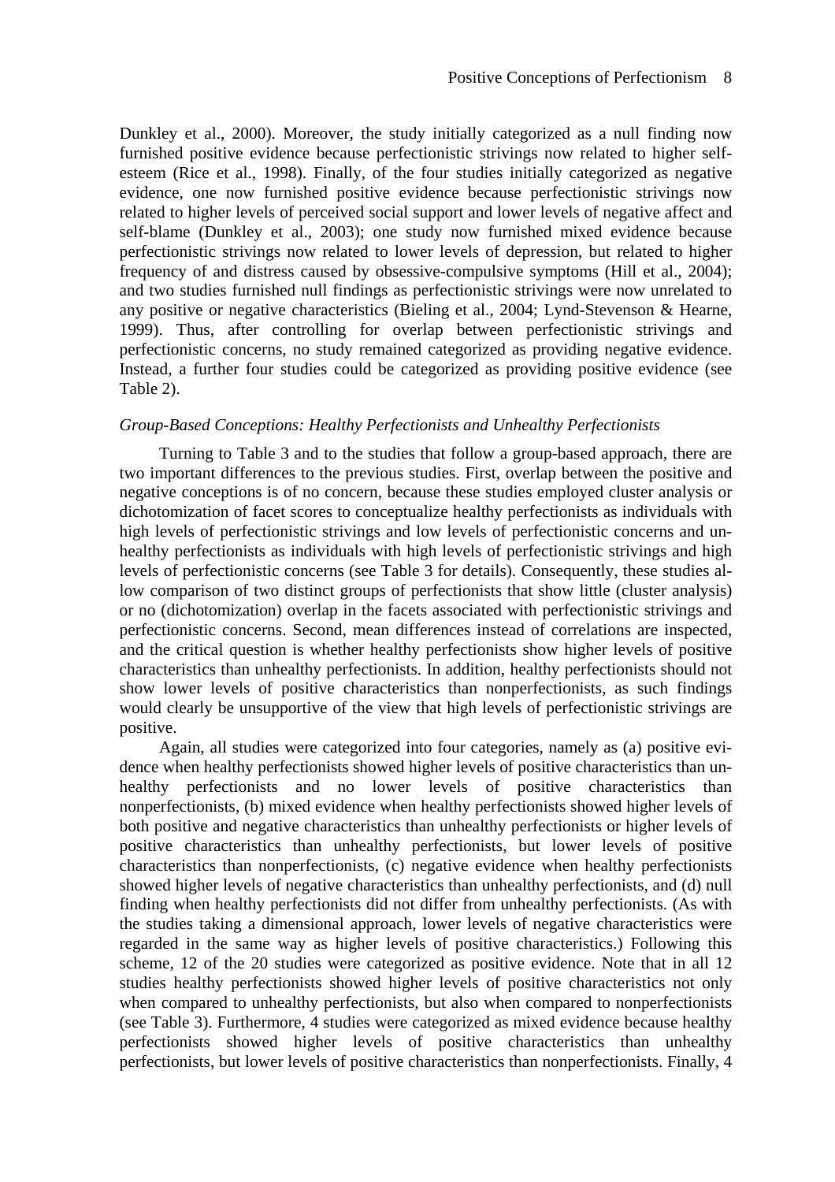Dunkley et al., 2000). Moreover, the study initially categorized as a null finding now furnished positive evidence because perfectionistic strivings now related to higher self-esteem (Rice et al., 1998). Finally, of the four studies initially categorized as negative evidence, one now furnished positive evidence because perfectionistic strivings now related to higher levels of perceived social support and lower levels of negative affect and self-blame (Dunkley et al., 2003); one study now furnished mixed evidence because perfectionistic strivings now related to lower levels of depression, but related to higher frequency of and distress caused by obsessive-compulsive symptoms (Hill et al., 2004); and two studies furnished null findings as perfectionistic strivings were now unrelated to any positive or negative characteristics (Bieling et al., 2004; Lynd-Stevenson & Hearne, 1999). Thus, after controlling for overlap between perfectionistic strivings and perfectionistic concerns, no study remained categorized as providing negative evidence. Instead, a further four studies could be categorized as providing positive evidence (see Table 2).

### *Group-Based Conceptions: Healthy Perfectionists and Unhealthy Perfectionists*

Turning to Table 3 and to the studies that follow a group-based approach, there are two important differences to the previous studies. First, overlap between the positive and negative conceptions is of no concern, because these studies employed cluster analysis or dichotomization of facet scores to conceptualize healthy perfectionists as individuals with high levels of perfectionistic strivings and low levels of perfectionistic concerns and unhealthy perfectionists as individuals with high levels of perfectionistic strivings and high levels of perfectionistic concerns (see Table 3 for details). Consequently, these studies allow comparison of two distinct groups of perfectionists that show little (cluster analysis) or no (dichotomization) overlap in the facets associated with perfectionistic strivings and perfectionistic concerns. Second, mean differences instead of correlations are inspected, and the critical question is whether healthy perfectionists show higher levels of positive characteristics than unhealthy perfectionists. In addition, healthy perfectionists should not show lower levels of positive characteristics than nonperfectionists, as such findings would clearly be unsupportive of the view that high levels of perfectionistic strivings are positive.

Again, all studies were categorized into four categories, namely as (a) positive evidence when healthy perfectionists showed higher levels of positive characteristics than unhealthy perfectionists and no lower levels of positive characteristics than nonperfectionists, (b) mixed evidence when healthy perfectionists showed higher levels of both positive and negative characteristics than unhealthy perfectionists or higher levels of positive characteristics than unhealthy perfectionists, but lower levels of positive characteristics than nonperfectionists, (c) negative evidence when healthy perfectionists showed higher levels of negative characteristics than unhealthy perfectionists, and (d) null finding when healthy perfectionists did not differ from unhealthy perfectionists. (As with the studies taking a dimensional approach, lower levels of negative characteristics were regarded in the same way as higher levels of positive characteristics.) Following this scheme, 12 of the 20 studies were categorized as positive evidence. Note that in all 12 studies healthy perfectionists showed higher levels of positive characteristics not only when compared to unhealthy perfectionists, but also when compared to nonperfectionists (see Table 3). Furthermore, 4 studies were categorized as mixed evidence because healthy perfectionists showed higher levels of positive characteristics than unhealthy perfectionists, but lower levels of positive characteristics than nonperfectionists. Finally, 4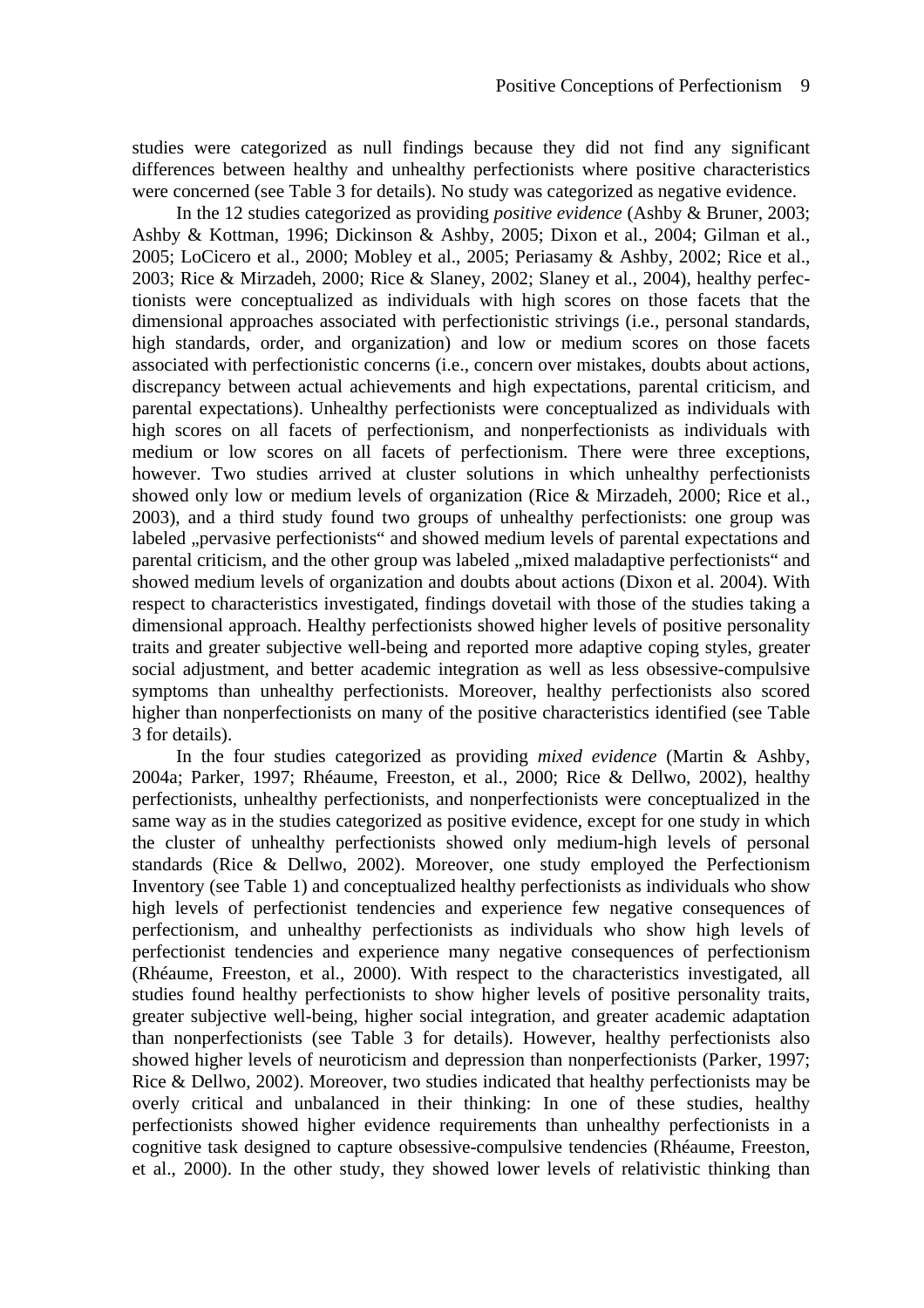studies were categorized as null findings because they did not find any significant differences between healthy and unhealthy perfectionists where positive characteristics were concerned (see Table 3 for details). No study was categorized as negative evidence.

In the 12 studies categorized as providing *positive evidence* (Ashby & Bruner, 2003; Ashby & Kottman, 1996; Dickinson & Ashby, 2005; Dixon et al., 2004; Gilman et al., 2005; LoCicero et al., 2000; Mobley et al., 2005; Periasamy & Ashby, 2002; Rice et al., 2003; Rice & Mirzadeh, 2000; Rice & Slaney, 2002; Slaney et al., 2004), healthy perfectionists were conceptualized as individuals with high scores on those facets that the dimensional approaches associated with perfectionistic strivings (i.e., personal standards, high standards, order, and organization) and low or medium scores on those facets associated with perfectionistic concerns (i.e., concern over mistakes, doubts about actions, discrepancy between actual achievements and high expectations, parental criticism, and parental expectations). Unhealthy perfectionists were conceptualized as individuals with high scores on all facets of perfectionism, and nonperfectionists as individuals with medium or low scores on all facets of perfectionism. There were three exceptions, however. Two studies arrived at cluster solutions in which unhealthy perfectionists showed only low or medium levels of organization (Rice & Mirzadeh, 2000; Rice et al., 2003), and a third study found two groups of unhealthy perfectionists: one group was labeled „pervasive perfectionists“ and showed medium levels of parental expectations and parental criticism, and the other group was labeled „mixed maladaptive perfectionists“ and showed medium levels of organization and doubts about actions (Dixon et al. 2004). With respect to characteristics investigated, findings dovetail with those of the studies taking a dimensional approach. Healthy perfectionists showed higher levels of positive personality traits and greater subjective well-being and reported more adaptive coping styles, greater social adjustment, and better academic integration as well as less obsessive-compulsive symptoms than unhealthy perfectionists. Moreover, healthy perfectionists also scored higher than nonperfectionists on many of the positive characteristics identified (see Table 3 for details).

In the four studies categorized as providing *mixed evidence* (Martin & Ashby, 2004a; Parker, 1997; Rhéaume, Freeston, et al., 2000; Rice & Dellwo, 2002), healthy perfectionists, unhealthy perfectionists, and nonperfectionists were conceptualized in the same way as in the studies categorized as positive evidence, except for one study in which the cluster of unhealthy perfectionists showed only medium-high levels of personal standards (Rice & Dellwo, 2002). Moreover, one study employed the Perfectionism Inventory (see Table 1) and conceptualized healthy perfectionists as individuals who show high levels of perfectionist tendencies and experience few negative consequences of perfectionism, and unhealthy perfectionists as individuals who show high levels of perfectionist tendencies and experience many negative consequences of perfectionism (Rhéaume, Freeston, et al., 2000). With respect to the characteristics investigated, all studies found healthy perfectionists to show higher levels of positive personality traits, greater subjective well-being, higher social integration, and greater academic adaptation than nonperfectionists (see Table 3 for details). However, healthy perfectionists also showed higher levels of neuroticism and depression than nonperfectionists (Parker, 1997; Rice & Dellwo, 2002). Moreover, two studies indicated that healthy perfectionists may be overly critical and unbalanced in their thinking: In one of these studies, healthy perfectionists showed higher evidence requirements than unhealthy perfectionists in a cognitive task designed to capture obsessive-compulsive tendencies (Rhéaume, Freeston, et al., 2000). In the other study, they showed lower levels of relativistic thinking than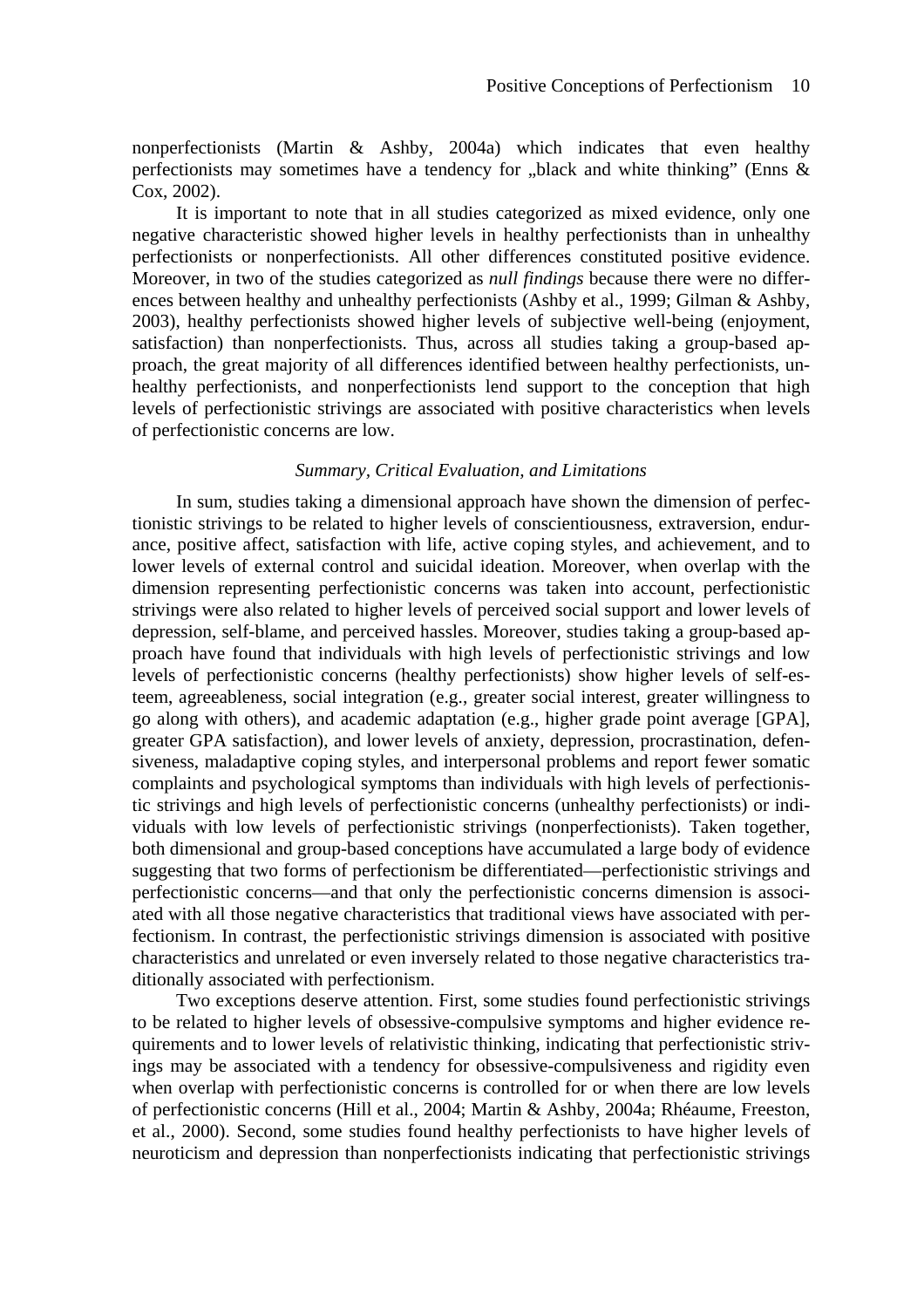nonperfectionists (Martin & Ashby, 2004a) which indicates that even healthy perfectionists may sometimes have a tendency for „black and white thinking" (Enns & Cox, 2002).

It is important to note that in all studies categorized as mixed evidence, only one negative characteristic showed higher levels in healthy perfectionists than in unhealthy perfectionists or nonperfectionists. All other differences constituted positive evidence. Moreover, in two of the studies categorized as *null findings* because there were no differences between healthy and unhealthy perfectionists (Ashby et al., 1999; Gilman & Ashby, 2003), healthy perfectionists showed higher levels of subjective well-being (enjoyment, satisfaction) than nonperfectionists. Thus, across all studies taking a group-based approach, the great majority of all differences identified between healthy perfectionists, unhealthy perfectionists, and nonperfectionists lend support to the conception that high levels of perfectionistic strivings are associated with positive characteristics when levels of perfectionistic concerns are low.

### *Summary, Critical Evaluation, and Limitations*

In sum, studies taking a dimensional approach have shown the dimension of perfectionistic strivings to be related to higher levels of conscientiousness, extraversion, endurance, positive affect, satisfaction with life, active coping styles, and achievement, and to lower levels of external control and suicidal ideation. Moreover, when overlap with the dimension representing perfectionistic concerns was taken into account, perfectionistic strivings were also related to higher levels of perceived social support and lower levels of depression, self-blame, and perceived hassles. Moreover, studies taking a group-based approach have found that individuals with high levels of perfectionistic strivings and low levels of perfectionistic concerns (healthy perfectionists) show higher levels of self-esteem, agreeableness, social integration (e.g., greater social interest, greater willingness to go along with others), and academic adaptation (e.g., higher grade point average [GPA], greater GPA satisfaction), and lower levels of anxiety, depression, procrastination, defensiveness, maladaptive coping styles, and interpersonal problems and report fewer somatic complaints and psychological symptoms than individuals with high levels of perfectionistic strivings and high levels of perfectionistic concerns (unhealthy perfectionists) or individuals with low levels of perfectionistic strivings (nonperfectionists). Taken together, both dimensional and group-based conceptions have accumulated a large body of evidence suggesting that two forms of perfectionism be differentiated—perfectionistic strivings and perfectionistic concerns—and that only the perfectionistic concerns dimension is associated with all those negative characteristics that traditional views have associated with perfectionism. In contrast, the perfectionistic strivings dimension is associated with positive characteristics and unrelated or even inversely related to those negative characteristics traditionally associated with perfectionism.

Two exceptions deserve attention. First, some studies found perfectionistic strivings to be related to higher levels of obsessive-compulsive symptoms and higher evidence requirements and to lower levels of relativistic thinking, indicating that perfectionistic strivings may be associated with a tendency for obsessive-compulsiveness and rigidity even when overlap with perfectionistic concerns is controlled for or when there are low levels of perfectionistic concerns (Hill et al., 2004; Martin & Ashby, 2004a; Rhéaume, Freeston, et al., 2000). Second, some studies found healthy perfectionists to have higher levels of neuroticism and depression than nonperfectionists indicating that perfectionistic strivings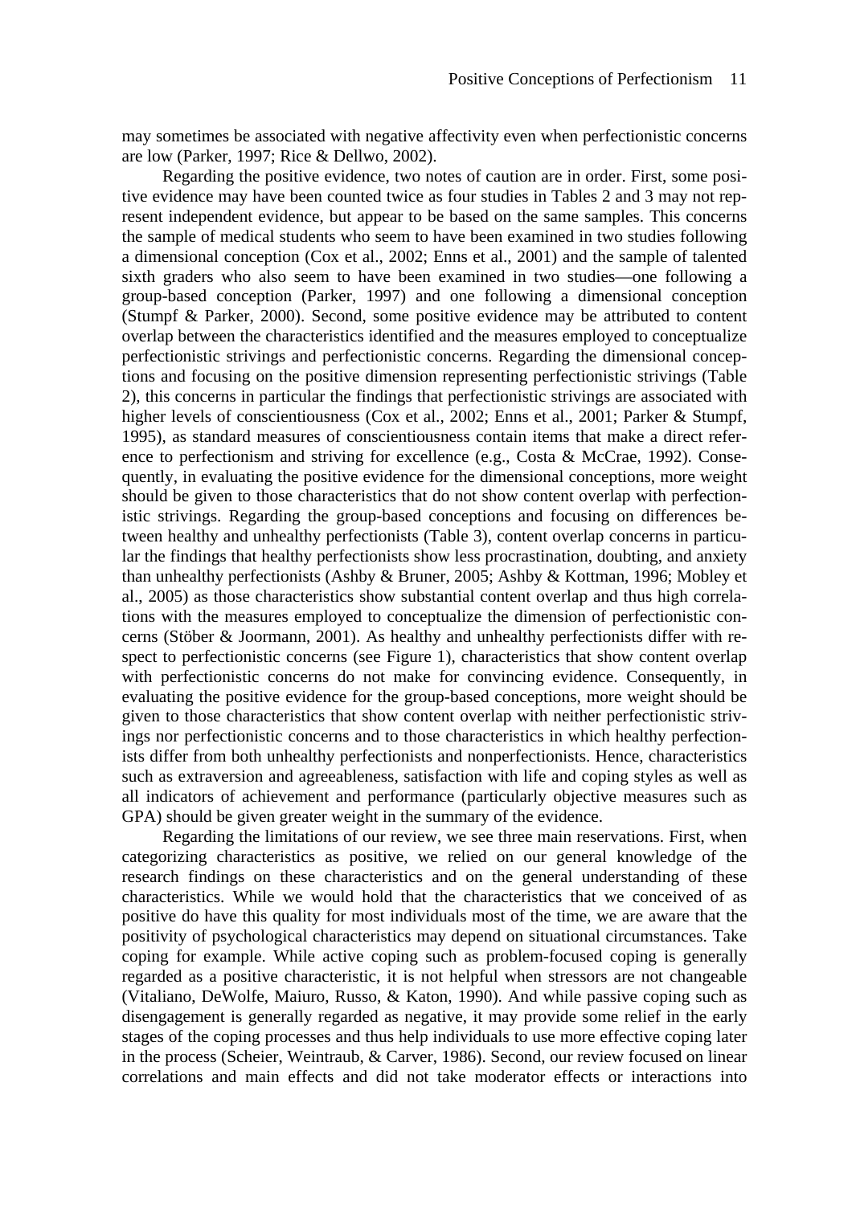may sometimes be associated with negative affectivity even when perfectionistic concerns are low (Parker, 1997; Rice & Dellwo, 2002).

Regarding the positive evidence, two notes of caution are in order. First, some positive evidence may have been counted twice as four studies in Tables 2 and 3 may not represent independent evidence, but appear to be based on the same samples. This concerns the sample of medical students who seem to have been examined in two studies following a dimensional conception (Cox et al., 2002; Enns et al., 2001) and the sample of talented sixth graders who also seem to have been examined in two studies—one following a group-based conception (Parker, 1997) and one following a dimensional conception (Stumpf & Parker, 2000). Second, some positive evidence may be attributed to content overlap between the characteristics identified and the measures employed to conceptualize perfectionistic strivings and perfectionistic concerns. Regarding the dimensional conceptions and focusing on the positive dimension representing perfectionistic strivings (Table 2), this concerns in particular the findings that perfectionistic strivings are associated with higher levels of conscientiousness (Cox et al., 2002; Enns et al., 2001; Parker & Stumpf, 1995), as standard measures of conscientiousness contain items that make a direct reference to perfectionism and striving for excellence (e.g., Costa & McCrae, 1992). Consequently, in evaluating the positive evidence for the dimensional conceptions, more weight should be given to those characteristics that do not show content overlap with perfectionistic strivings. Regarding the group-based conceptions and focusing on differences between healthy and unhealthy perfectionists (Table 3), content overlap concerns in particular the findings that healthy perfectionists show less procrastination, doubting, and anxiety than unhealthy perfectionists (Ashby & Bruner, 2005; Ashby & Kottman, 1996; Mobley et al., 2005) as those characteristics show substantial content overlap and thus high correlations with the measures employed to conceptualize the dimension of perfectionistic concerns (Stöber & Joormann, 2001). As healthy and unhealthy perfectionists differ with respect to perfectionistic concerns (see Figure 1), characteristics that show content overlap with perfectionistic concerns do not make for convincing evidence. Consequently, in evaluating the positive evidence for the group-based conceptions, more weight should be given to those characteristics that show content overlap with neither perfectionistic strivings nor perfectionistic concerns and to those characteristics in which healthy perfectionists differ from both unhealthy perfectionists and nonperfectionists. Hence, characteristics such as extraversion and agreeableness, satisfaction with life and coping styles as well as all indicators of achievement and performance (particularly objective measures such as GPA) should be given greater weight in the summary of the evidence.

Regarding the limitations of our review, we see three main reservations. First, when categorizing characteristics as positive, we relied on our general knowledge of the research findings on these characteristics and on the general understanding of these characteristics. While we would hold that the characteristics that we conceived of as positive do have this quality for most individuals most of the time, we are aware that the positivity of psychological characteristics may depend on situational circumstances. Take coping for example. While active coping such as problem-focused coping is generally regarded as a positive characteristic, it is not helpful when stressors are not changeable (Vitaliano, DeWolfe, Maiuro, Russo, & Katon, 1990). And while passive coping such as disengagement is generally regarded as negative, it may provide some relief in the early stages of the coping processes and thus help individuals to use more effective coping later in the process (Scheier, Weintraub, & Carver, 1986). Second, our review focused on linear correlations and main effects and did not take moderator effects or interactions into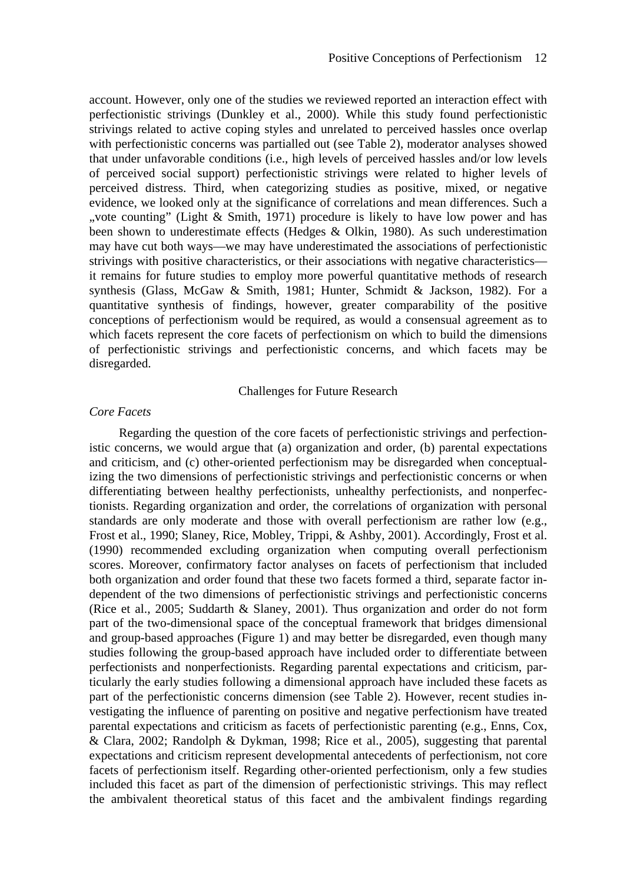account. However, only one of the studies we reviewed reported an interaction effect with perfectionistic strivings (Dunkley et al., 2000). While this study found perfectionistic strivings related to active coping styles and unrelated to perceived hassles once overlap with perfectionistic concerns was partialled out (see Table 2), moderator analyses showed that under unfavorable conditions (i.e., high levels of perceived hassles and/or low levels of perceived social support) perfectionistic strivings were related to higher levels of perceived distress. Third, when categorizing studies as positive, mixed, or negative evidence, we looked only at the significance of correlations and mean differences. Such a „vote counting" (Light & Smith, 1971) procedure is likely to have low power and has been shown to underestimate effects (Hedges & Olkin, 1980). As such underestimation may have cut both ways—we may have underestimated the associations of perfectionistic strivings with positive characteristics, or their associations with negative characteristics—it remains for future studies to employ more powerful quantitative methods of research synthesis (Glass, McGaw & Smith, 1981; Hunter, Schmidt & Jackson, 1982). For a quantitative synthesis of findings, however, greater comparability of the positive conceptions of perfectionism would be required, as would a consensual agreement as to which facets represent the core facets of perfectionism on which to build the dimensions of perfectionistic strivings and perfectionistic concerns, and which facets may be disregarded.

## Challenges for Future Research

### *Core Facets*

Regarding the question of the core facets of perfectionistic strivings and perfectionistic concerns, we would argue that (a) organization and order, (b) parental expectations and criticism, and (c) other-oriented perfectionism may be disregarded when conceptualizing the two dimensions of perfectionistic strivings and perfectionistic concerns or when differentiating between healthy perfectionists, unhealthy perfectionists, and nonperfectionists. Regarding organization and order, the correlations of organization with personal standards are only moderate and those with overall perfectionism are rather low (e.g., Frost et al., 1990; Slaney, Rice, Mobley, Trippi, & Ashby, 2001). Accordingly, Frost et al. (1990) recommended excluding organization when computing overall perfectionism scores. Moreover, confirmatory factor analyses on facets of perfectionism that included both organization and order found that these two facets formed a third, separate factor independent of the two dimensions of perfectionistic strivings and perfectionistic concerns (Rice et al., 2005; Suddarth & Slaney, 2001). Thus organization and order do not form part of the two-dimensional space of the conceptual framework that bridges dimensional and group-based approaches (Figure 1) and may better be disregarded, even though many studies following the group-based approach have included order to differentiate between perfectionists and nonperfectionists. Regarding parental expectations and criticism, particularly the early studies following a dimensional approach have included these facets as part of the perfectionistic concerns dimension (see Table 2). However, recent studies investigating the influence of parenting on positive and negative perfectionism have treated parental expectations and criticism as facets of perfectionistic parenting (e.g., Enns, Cox, & Clara, 2002; Randolph & Dykman, 1998; Rice et al., 2005), suggesting that parental expectations and criticism represent developmental antecedents of perfectionism, not core facets of perfectionism itself. Regarding other-oriented perfectionism, only a few studies included this facet as part of the dimension of perfectionistic strivings. This may reflect the ambivalent theoretical status of this facet and the ambivalent findings regarding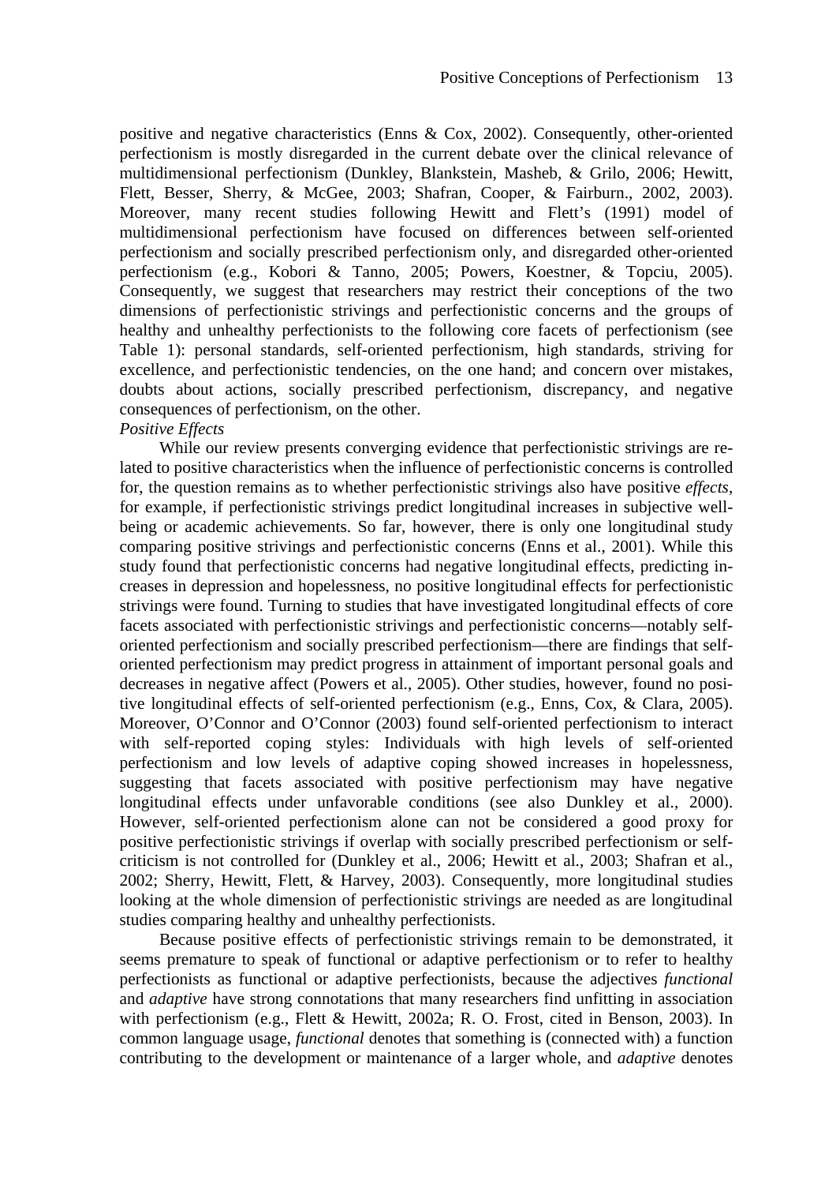positive and negative characteristics (Enns & Cox, 2002). Consequently, other-oriented perfectionism is mostly disregarded in the current debate over the clinical relevance of multidimensional perfectionism (Dunkley, Blankstein, Masheb, & Grilo, 2006; Hewitt, Flett, Besser, Sherry, & McGee, 2003; Shafran, Cooper, & Fairburn., 2002, 2003). Moreover, many recent studies following Hewitt and Flett's (1991) model of multidimensional perfectionism have focused on differences between self-oriented perfectionism and socially prescribed perfectionism only, and disregarded other-oriented perfectionism (e.g., Kobori & Tanno, 2005; Powers, Koestner, & Topciu, 2005). Consequently, we suggest that researchers may restrict their conceptions of the two dimensions of perfectionistic strivings and perfectionistic concerns and the groups of healthy and unhealthy perfectionists to the following core facets of perfectionism (see Table 1): personal standards, self-oriented perfectionism, high standards, striving for excellence, and perfectionistic tendencies, on the one hand; and concern over mistakes, doubts about actions, socially prescribed perfectionism, discrepancy, and negative consequences of perfectionism, on the other.

*Positive Effects*

While our review presents converging evidence that perfectionistic strivings are related to positive characteristics when the influence of perfectionistic concerns is controlled for, the question remains as to whether perfectionistic strivings also have positive *effects*, for example, if perfectionistic strivings predict longitudinal increases in subjective well-being or academic achievements. So far, however, there is only one longitudinal study comparing positive strivings and perfectionistic concerns (Enns et al., 2001). While this study found that perfectionistic concerns had negative longitudinal effects, predicting increases in depression and hopelessness, no positive longitudinal effects for perfectionistic strivings were found. Turning to studies that have investigated longitudinal effects of core facets associated with perfectionistic strivings and perfectionistic concerns—notably self-oriented perfectionism and socially prescribed perfectionism—there are findings that self-oriented perfectionism may predict progress in attainment of important personal goals and decreases in negative affect (Powers et al., 2005). Other studies, however, found no positive longitudinal effects of self-oriented perfectionism (e.g., Enns, Cox, & Clara, 2005). Moreover, O'Connor and O'Connor (2003) found self-oriented perfectionism to interact with self-reported coping styles: Individuals with high levels of self-oriented perfectionism and low levels of adaptive coping showed increases in hopelessness, suggesting that facets associated with positive perfectionism may have negative longitudinal effects under unfavorable conditions (see also Dunkley et al., 2000). However, self-oriented perfectionism alone can not be considered a good proxy for positive perfectionistic strivings if overlap with socially prescribed perfectionism or self-criticism is not controlled for (Dunkley et al., 2006; Hewitt et al., 2003; Shafran et al., 2002; Sherry, Hewitt, Flett, & Harvey, 2003). Consequently, more longitudinal studies looking at the whole dimension of perfectionistic strivings are needed as are longitudinal studies comparing healthy and unhealthy perfectionists.

Because positive effects of perfectionistic strivings remain to be demonstrated, it seems premature to speak of functional or adaptive perfectionism or to refer to healthy perfectionists as functional or adaptive perfectionists, because the adjectives *functional* and *adaptive* have strong connotations that many researchers find unfitting in association with perfectionism (e.g., Flett & Hewitt, 2002a; R. O. Frost, cited in Benson, 2003). In common language usage, *functional* denotes that something is (connected with) a function contributing to the development or maintenance of a larger whole, and *adaptive* denotes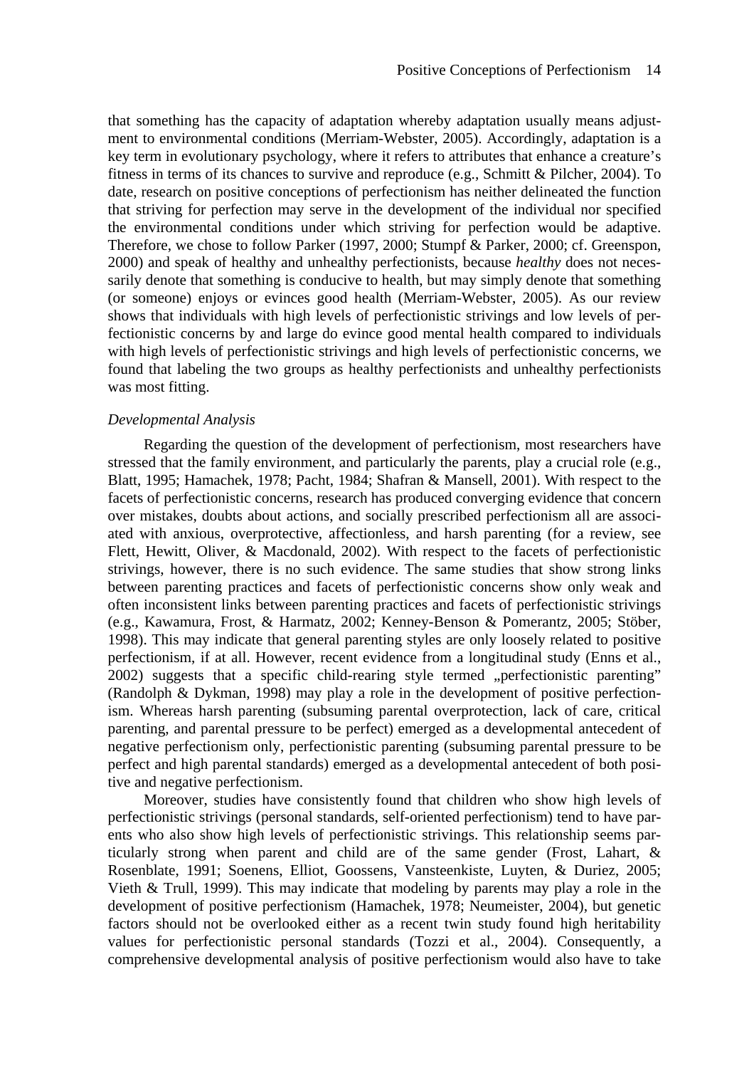that something has the capacity of adaptation whereby adaptation usually means adjustment to environmental conditions (Merriam-Webster, 2005). Accordingly, adaptation is a key term in evolutionary psychology, where it refers to attributes that enhance a creature's fitness in terms of its chances to survive and reproduce (e.g., Schmitt & Pilcher, 2004). To date, research on positive conceptions of perfectionism has neither delineated the function that striving for perfection may serve in the development of the individual nor specified the environmental conditions under which striving for perfection would be adaptive. Therefore, we chose to follow Parker (1997, 2000; Stumpf & Parker, 2000; cf. Greenspon, 2000) and speak of healthy and unhealthy perfectionists, because *healthy* does not necessarily denote that something is conducive to health, but may simply denote that something (or someone) enjoys or evinces good health (Merriam-Webster, 2005). As our review shows that individuals with high levels of perfectionistic strivings and low levels of perfectionistic concerns by and large do evince good mental health compared to individuals with high levels of perfectionistic strivings and high levels of perfectionistic concerns, we found that labeling the two groups as healthy perfectionists and unhealthy perfectionists was most fitting.

*Developmental Analysis*

Regarding the question of the development of perfectionism, most researchers have stressed that the family environment, and particularly the parents, play a crucial role (e.g., Blatt, 1995; Hamachek, 1978; Pacht, 1984; Shafran & Mansell, 2001). With respect to the facets of perfectionistic concerns, research has produced converging evidence that concern over mistakes, doubts about actions, and socially prescribed perfectionism all are associated with anxious, overprotective, affectionless, and harsh parenting (for a review, see Flett, Hewitt, Oliver, & Macdonald, 2002). With respect to the facets of perfectionistic strivings, however, there is no such evidence. The same studies that show strong links between parenting practices and facets of perfectionistic concerns show only weak and often inconsistent links between parenting practices and facets of perfectionistic strivings (e.g., Kawamura, Frost, & Harmatz, 2002; Kenney-Benson & Pomerantz, 2005; Stöber, 1998). This may indicate that general parenting styles are only loosely related to positive perfectionism, if at all. However, recent evidence from a longitudinal study (Enns et al., 2002) suggests that a specific child-rearing style termed „perfectionistic parenting" (Randolph & Dykman, 1998) may play a role in the development of positive perfectionism. Whereas harsh parenting (subsuming parental overprotection, lack of care, critical parenting, and parental pressure to be perfect) emerged as a developmental antecedent of negative perfectionism only, perfectionistic parenting (subsuming parental pressure to be perfect and high parental standards) emerged as a developmental antecedent of both positive and negative perfectionism.

Moreover, studies have consistently found that children who show high levels of perfectionistic strivings (personal standards, self-oriented perfectionism) tend to have parents who also show high levels of perfectionistic strivings. This relationship seems particularly strong when parent and child are of the same gender (Frost, Lahart, & Rosenblate, 1991; Soenens, Elliot, Goossens, Vansteenkiste, Luyten, & Duriez, 2005; Vieth & Trull, 1999). This may indicate that modeling by parents may play a role in the development of positive perfectionism (Hamachek, 1978; Neumeister, 2004), but genetic factors should not be overlooked either as a recent twin study found high heritability values for perfectionistic personal standards (Tozzi et al., 2004). Consequently, a comprehensive developmental analysis of positive perfectionism would also have to take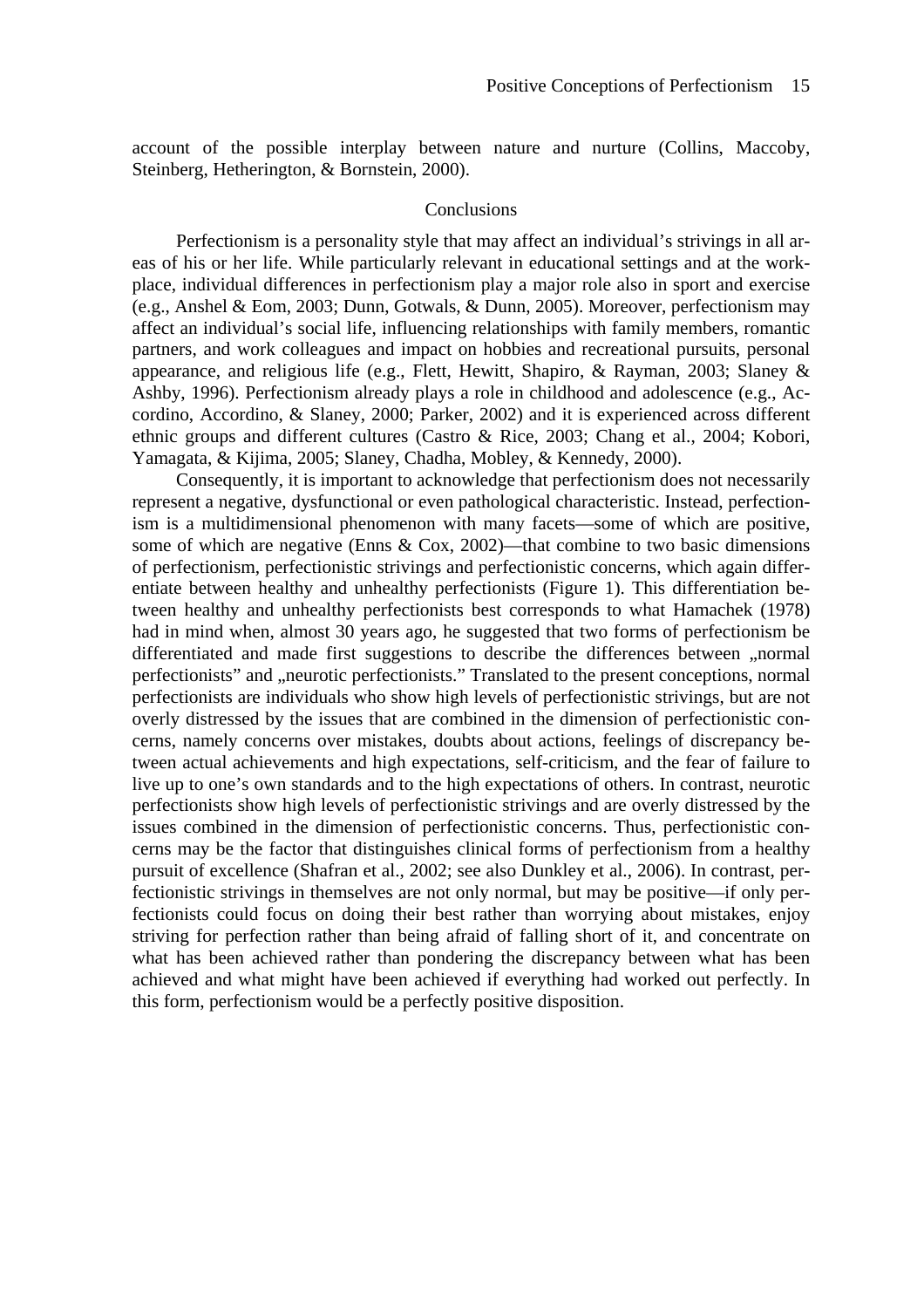account of the possible interplay between nature and nurture (Collins, Maccoby, Steinberg, Hetherington, & Bornstein, 2000).

## Conclusions

Perfectionism is a personality style that may affect an individual's strivings in all areas of his or her life. While particularly relevant in educational settings and at the workplace, individual differences in perfectionism play a major role also in sport and exercise (e.g., Anshel & Eom, 2003; Dunn, Gotwals, & Dunn, 2005). Moreover, perfectionism may affect an individual's social life, influencing relationships with family members, romantic partners, and work colleagues and impact on hobbies and recreational pursuits, personal appearance, and religious life (e.g., Flett, Hewitt, Shapiro, & Rayman, 2003; Slaney & Ashby, 1996). Perfectionism already plays a role in childhood and adolescence (e.g., Accordino, Accordino, & Slaney, 2000; Parker, 2002) and it is experienced across different ethnic groups and different cultures (Castro & Rice, 2003; Chang et al., 2004; Kobori, Yamagata, & Kijima, 2005; Slaney, Chadha, Mobley, & Kennedy, 2000).

Consequently, it is important to acknowledge that perfectionism does not necessarily represent a negative, dysfunctional or even pathological characteristic. Instead, perfectionism is a multidimensional phenomenon with many facets—some of which are positive, some of which are negative (Enns & Cox, 2002)—that combine to two basic dimensions of perfectionism, perfectionistic strivings and perfectionistic concerns, which again differentiate between healthy and unhealthy perfectionists (Figure 1). This differentiation between healthy and unhealthy perfectionists best corresponds to what Hamachek (1978) had in mind when, almost 30 years ago, he suggested that two forms of perfectionism be differentiated and made first suggestions to describe the differences between „normal perfectionists" and „neurotic perfectionists." Translated to the present conceptions, normal perfectionists are individuals who show high levels of perfectionistic strivings, but are not overly distressed by the issues that are combined in the dimension of perfectionistic concerns, namely concerns over mistakes, doubts about actions, feelings of discrepancy between actual achievements and high expectations, self-criticism, and the fear of failure to live up to one's own standards and to the high expectations of others. In contrast, neurotic perfectionists show high levels of perfectionistic strivings and are overly distressed by the issues combined in the dimension of perfectionistic concerns. Thus, perfectionistic concerns may be the factor that distinguishes clinical forms of perfectionism from a healthy pursuit of excellence (Shafran et al., 2002; see also Dunkley et al., 2006). In contrast, perfectionistic strivings in themselves are not only normal, but may be positive—if only perfectionists could focus on doing their best rather than worrying about mistakes, enjoy striving for perfection rather than being afraid of falling short of it, and concentrate on what has been achieved rather than pondering the discrepancy between what has been achieved and what might have been achieved if everything had worked out perfectly. In this form, perfectionism would be a perfectly positive disposition.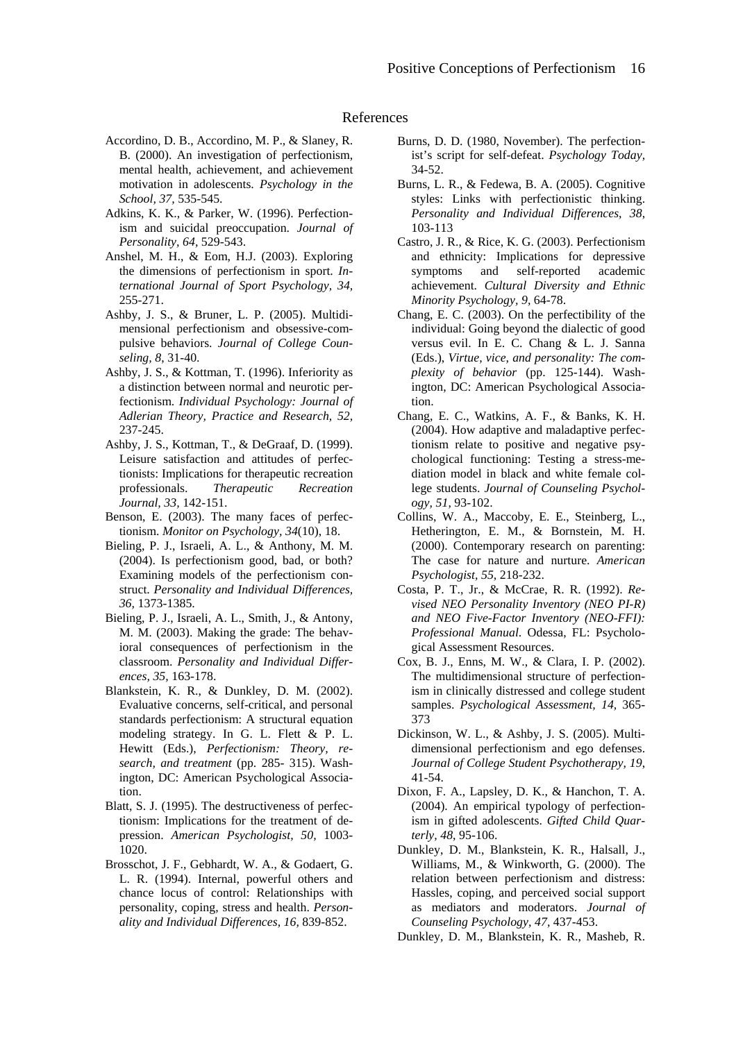## References

Accordino, D. B., Accordino, M. P., & Slaney, R. B. (2000). An investigation of perfectionism, mental health, achievement, and achievement motivation in adolescents. *Psychology in the School, 37*, 535-545.

Adkins, K. K., & Parker, W. (1996). Perfectionism and suicidal preoccupation. *Journal of Personality, 64*, 529-543.

Anshel, M. H., & Eom, H.J. (2003). Exploring the dimensions of perfectionism in sport. *International Journal of Sport Psychology, 34*, 255-271.

Ashby, J. S., & Bruner, L. P. (2005). Multidimensional perfectionism and obsessive-compulsive behaviors. *Journal of College Counseling, 8*, 31-40.

Ashby, J. S., & Kottman, T. (1996). Inferiority as a distinction between normal and neurotic perfectionism. *Individual Psychology: Journal of Adlerian Theory, Practice and Research, 52*, 237-245.

Ashby, J. S., Kottman, T., & DeGraaf, D. (1999). Leisure satisfaction and attitudes of perfectionists: Implications for therapeutic recreation professionals. *Therapeutic Recreation Journal, 33*, 142-151.

Benson, E. (2003). The many faces of perfectionism. *Monitor on Psychology, 34*(10), 18.

Bieling, P. J., Israeli, A. L., & Anthony, M. M. (2004). Is perfectionism good, bad, or both? Examining models of the perfectionism construct. *Personality and Individual Differences, 36*, 1373-1385.

Bieling, P. J., Israeli, A. L., Smith, J., & Antony, M. M. (2003). Making the grade: The behavioral consequences of perfectionism in the classroom. *Personality and Individual Differences, 35*, 163-178.

Blankstein, K. R., & Dunkley, D. M. (2002). Evaluative concerns, self-critical, and personal standards perfectionism: A structural equation modeling strategy. In G. L. Flett & P. L. Hewitt (Eds.), *Perfectionism: Theory, research, and treatment* (pp. 285- 315). Washington, DC: American Psychological Association.

Blatt, S. J. (1995). The destructiveness of perfectionism: Implications for the treatment of depression. *American Psychologist, 50*, 1003-1020.

Brosschot, J. F., Gebhardt, W. A., & Godaert, G. L. R. (1994). Internal, powerful others and chance locus of control: Relationships with personality, coping, stress and health. *Personality and Individual Differences, 16*, 839-852.

Burns, D. D. (1980, November). The perfectionist's script for self-defeat. *Psychology Today*, 34-52.

Burns, L. R., & Fedewa, B. A. (2005). Cognitive styles: Links with perfectionistic thinking. *Personality and Individual Differences, 38*, 103-113

Castro, J. R., & Rice, K. G. (2003). Perfectionism and ethnicity: Implications for depressive symptoms and self-reported academic achievement. *Cultural Diversity and Ethnic Minority Psychology, 9*, 64-78.

Chang, E. C. (2003). On the perfectibility of the individual: Going beyond the dialectic of good versus evil. In E. C. Chang & L. J. Sanna (Eds.), *Virtue, vice, and personality: The complexity of behavior* (pp. 125-144). Washington, DC: American Psychological Association.

Chang, E. C., Watkins, A. F., & Banks, K. H. (2004). How adaptive and maladaptive perfectionism relate to positive and negative psychological functioning: Testing a stress-mediation model in black and white female college students. *Journal of Counseling Psychology, 51*, 93-102.

Collins, W. A., Maccoby, E. E., Steinberg, L., Hetherington, E. M., & Bornstein, M. H. (2000). Contemporary research on parenting: The case for nature and nurture. *American Psychologist, 55*, 218-232.

Costa, P. T., Jr., & McCrae, R. R. (1992). *Revised NEO Personality Inventory (NEO PI-R) and NEO Five-Factor Inventory (NEO-FFI): Professional Manual.* Odessa, FL: Psychological Assessment Resources.

Cox, B. J., Enns, M. W., & Clara, I. P. (2002). The multidimensional structure of perfectionism in clinically distressed and college student samples. *Psychological Assessment, 14*, 365-373

Dickinson, W. L., & Ashby, J. S. (2005). Multidimensional perfectionism and ego defenses. *Journal of College Student Psychotherapy, 19*, 41-54.

Dixon, F. A., Lapsley, D. K., & Hanchon, T. A. (2004). An empirical typology of perfectionism in gifted adolescents. *Gifted Child Quarterly, 48*, 95-106.

Dunkley, D. M., Blankstein, K. R., Halsall, J., Williams, M., & Winkworth, G. (2000). The relation between perfectionism and distress: Hassles, coping, and perceived social support as mediators and moderators. *Journal of Counseling Psychology, 47*, 437-453.

Dunkley, D. M., Blankstein, K. R., Masheb, R.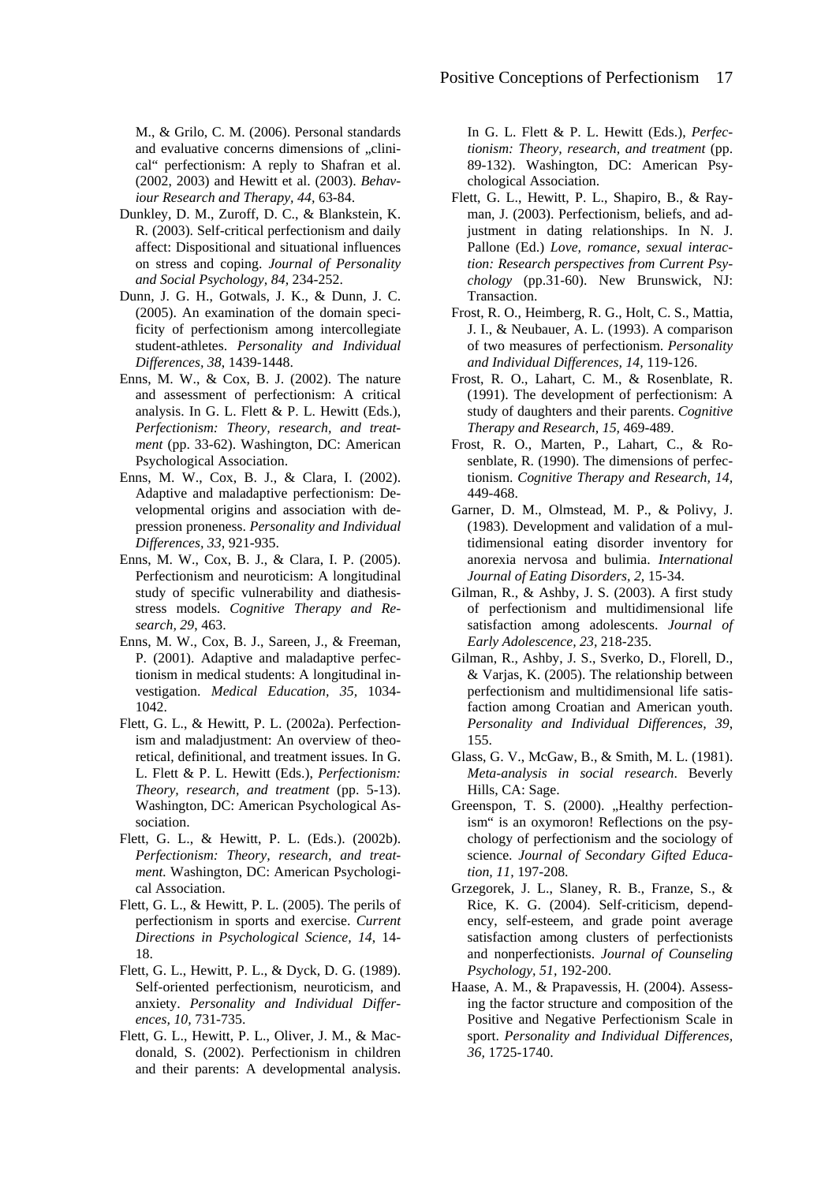M., & Grilo, C. M. (2006). Personal standards and evaluative concerns dimensions of „clinical" perfectionism: A reply to Shafran et al. (2002, 2003) and Hewitt et al. (2003). *Behaviour Research and Therapy, 44*, 63-84.

Dunkley, D. M., Zuroff, D. C., & Blankstein, K. R. (2003). Self-critical perfectionism and daily affect: Dispositional and situational influences on stress and coping. *Journal of Personality and Social Psychology, 84*, 234-252.

Dunn, J. G. H., Gotwals, J. K., & Dunn, J. C. (2005). An examination of the domain specificity of perfectionism among intercollegiate student-athletes. *Personality and Individual Differences, 38*, 1439-1448.

Enns, M. W., & Cox, B. J. (2002). The nature and assessment of perfectionism: A critical analysis. In G. L. Flett & P. L. Hewitt (Eds.), *Perfectionism: Theory, research, and treatment* (pp. 33-62). Washington, DC: American Psychological Association.

Enns, M. W., Cox, B. J., & Clara, I. (2002). Adaptive and maladaptive perfectionism: Developmental origins and association with depression proneness. *Personality and Individual Differences, 33,* 921-935.

Enns, M. W., Cox, B. J., & Clara, I. P. (2005). Perfectionism and neuroticism: A longitudinal study of specific vulnerability and diathesis-stress models. *Cognitive Therapy and Research, 29*, 463.

Enns, M. W., Cox, B. J., Sareen, J., & Freeman, P. (2001). Adaptive and maladaptive perfectionism in medical students: A longitudinal investigation. *Medical Education, 35,* 1034-1042.

Flett, G. L., & Hewitt, P. L. (2002a). Perfectionism and maladjustment: An overview of theoretical, definitional, and treatment issues. In G. L. Flett & P. L. Hewitt (Eds.), *Perfectionism: Theory, research, and treatment* (pp. 5-13). Washington, DC: American Psychological Association.

Flett, G. L., & Hewitt, P. L. (Eds.). (2002b). *Perfectionism: Theory, research, and treatment.* Washington, DC: American Psychological Association.

Flett, G. L., & Hewitt, P. L. (2005). The perils of perfectionism in sports and exercise. *Current Directions in Psychological Science, 14*, 14-18.

Flett, G. L., Hewitt, P. L., & Dyck, D. G. (1989). Self-oriented perfectionism, neuroticism, and anxiety. *Personality and Individual Differences, 10*, 731-735.

Flett, G. L., Hewitt, P. L., Oliver, J. M., & Macdonald, S. (2002). Perfectionism in children and their parents: A developmental analysis. In G. L. Flett & P. L. Hewitt (Eds.), *Perfectionism: Theory, research, and treatment* (pp. 89-132). Washington, DC: American Psychological Association.

Flett, G. L., Hewitt, P. L., Shapiro, B., & Rayman, J. (2003). Perfectionism, beliefs, and adjustment in dating relationships. In N. J. Pallone (Ed.) *Love, romance, sexual interaction: Research perspectives from Current Psychology* (pp.31-60). New Brunswick, NJ: Transaction.

Frost, R. O., Heimberg, R. G., Holt, C. S., Mattia, J. I., & Neubauer, A. L. (1993). A comparison of two measures of perfectionism. *Personality and Individual Differences, 14,* 119-126.

Frost, R. O., Lahart, C. M., & Rosenblate, R. (1991). The development of perfectionism: A study of daughters and their parents. *Cognitive Therapy and Research, 15,* 469-489.

Frost, R. O., Marten, P., Lahart, C., & Rosenblate, R. (1990). The dimensions of perfectionism. *Cognitive Therapy and Research, 14,* 449-468.

Garner, D. M., Olmstead, M. P., & Polivy, J. (1983). Development and validation of a multidimensional eating disorder inventory for anorexia nervosa and bulimia. *International Journal of Eating Disorders, 2,* 15-34.

Gilman, R., & Ashby, J. S. (2003). A first study of perfectionism and multidimensional life satisfaction among adolescents. *Journal of Early Adolescence, 23*, 218-235.

Gilman, R., Ashby, J. S., Sverko, D., Florell, D., & Varjas, K. (2005). The relationship between perfectionism and multidimensional life satisfaction among Croatian and American youth. *Personality and Individual Differences, 39,* 155.

Glass, G. V., McGaw, B., & Smith, M. L. (1981). *Meta-analysis in social research*. Beverly Hills, CA: Sage.

Greenspon, T. S. (2000). „Healthy perfectionism" is an oxymoron! Reflections on the psychology of perfectionism and the sociology of science. *Journal of Secondary Gifted Education, 11,* 197-208.

Grzegorek, J. L., Slaney, R. B., Franze, S., & Rice, K. G. (2004). Self-criticism, dependency, self-esteem, and grade point average satisfaction among clusters of perfectionists and nonperfectionists. *Journal of Counseling Psychology, 51,* 192-200.

Haase, A. M., & Prapavessis, H. (2004). Assessing the factor structure and composition of the Positive and Negative Perfectionism Scale in sport. *Personality and Individual Differences, 36,* 1725-1740.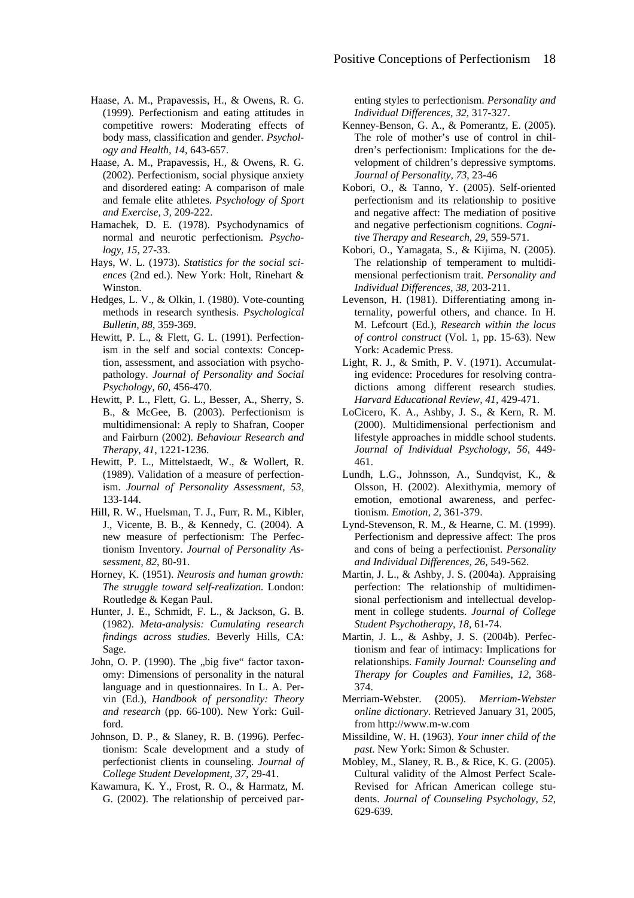Haase, A. M., Prapavessis, H., & Owens, R. G. (1999). Perfectionism and eating attitudes in competitive rowers: Moderating effects of body mass, classification and gender. *Psychology and Health, 14*, 643-657.

Haase, A. M., Prapavessis, H., & Owens, R. G. (2002). Perfectionism, social physique anxiety and disordered eating: A comparison of male and female elite athletes. *Psychology of Sport and Exercise, 3,* 209-222.

Hamachek, D. E. (1978). Psychodynamics of normal and neurotic perfectionism. *Psychology, 15,* 27-33.

Hays, W. L. (1973). *Statistics for the social sciences* (2nd ed.). New York: Holt, Rinehart & Winston.

Hedges, L. V., & Olkin, I. (1980). Vote-counting methods in research synthesis. *Psychological Bulletin, 88*, 359-369.

Hewitt, P. L., & Flett, G. L. (1991). Perfectionism in the self and social contexts: Conception, assessment, and association with psychopathology. *Journal of Personality and Social Psychology, 60*, 456-470.

Hewitt, P. L., Flett, G. L., Besser, A., Sherry, S. B., & McGee, B. (2003). Perfectionism is multidimensional: A reply to Shafran, Cooper and Fairburn (2002). *Behaviour Research and Therapy, 41*, 1221-1236.

Hewitt, P. L., Mittelstaedt, W., & Wollert, R. (1989). Validation of a measure of perfectionism. *Journal of Personality Assessment, 53,* 133-144.

Hill, R. W., Huelsman, T. J., Furr, R. M., Kibler, J., Vicente, B. B., & Kennedy, C. (2004). A new measure of perfectionism: The Perfectionism Inventory. *Journal of Personality Assessment, 82,* 80-91.

Horney, K. (1951). *Neurosis and human growth: The struggle toward self-realization.* London: Routledge & Kegan Paul.

Hunter, J. E., Schmidt, F. L., & Jackson, G. B. (1982). *Meta-analysis: Cumulating research findings across studies*. Beverly Hills, CA: Sage.

John, O. P. (1990). The „big five" factor taxonomy: Dimensions of personality in the natural language and in questionnaires. In L. A. Pervin (Ed.), *Handbook of personality: Theory and research* (pp. 66-100). New York: Guilford.

Johnson, D. P., & Slaney, R. B. (1996). Perfectionism: Scale development and a study of perfectionist clients in counseling. *Journal of College Student Development, 37,* 29-41.

Kawamura, K. Y., Frost, R. O., & Harmatz, M. G. (2002). The relationship of perceived parenting styles to perfectionism. *Personality and Individual Differences, 32,* 317-327.

Kenney-Benson, G. A., & Pomerantz, E. (2005). The role of mother's use of control in children's perfectionism: Implications for the development of children's depressive symptoms. *Journal of Personality, 73*, 23-46

Kobori, O., & Tanno, Y. (2005). Self-oriented perfectionism and its relationship to positive and negative affect: The mediation of positive and negative perfectionism cognitions. *Cognitive Therapy and Research, 29*, 559-571.

Kobori, O., Yamagata, S., & Kijima, N. (2005). The relationship of temperament to multidimensional perfectionism trait. *Personality and Individual Differences, 38*, 203-211.

Levenson, H. (1981). Differentiating among internality, powerful others, and chance. In H. M. Lefcourt (Ed.), *Research within the locus of control construct* (Vol. 1, pp. 15-63). New York: Academic Press.

Light, R. J., & Smith, P. V. (1971). Accumulating evidence: Procedures for resolving contradictions among different research studies. *Harvard Educational Review, 41*, 429-471.

LoCicero, K. A., Ashby, J. S., & Kern, R. M. (2000). Multidimensional perfectionism and lifestyle approaches in middle school students. *Journal of Individual Psychology, 56,* 449-461.

Lundh, L.G., Johnsson, A., Sundqvist, K., & Olsson, H. (2002). Alexithymia, memory of emotion, emotional awareness, and perfectionism. *Emotion, 2,* 361-379.

Lynd-Stevenson, R. M., & Hearne, C. M. (1999). Perfectionism and depressive affect: The pros and cons of being a perfectionist. *Personality and Individual Differences, 26,* 549-562.

Martin, J. L., & Ashby, J. S. (2004a). Appraising perfection: The relationship of multidimensional perfectionism and intellectual development in college students. *Journal of College Student Psychotherapy, 18,* 61-74.

Martin, J. L., & Ashby, J. S. (2004b). Perfectionism and fear of intimacy: Implications for relationships. *Family Journal: Counseling and Therapy for Couples and Families, 12,* 368-374.

Merriam-Webster. (2005). *Merriam-Webster online dictionary.* Retrieved January 31, 2005, from http://www.m-w.com

Missildine, W. H. (1963). *Your inner child of the past.* New York: Simon & Schuster.

Mobley, M., Slaney, R. B., & Rice, K. G. (2005). Cultural validity of the Almost Perfect Scale-Revised for African American college students. *Journal of Counseling Psychology, 52,* 629-639.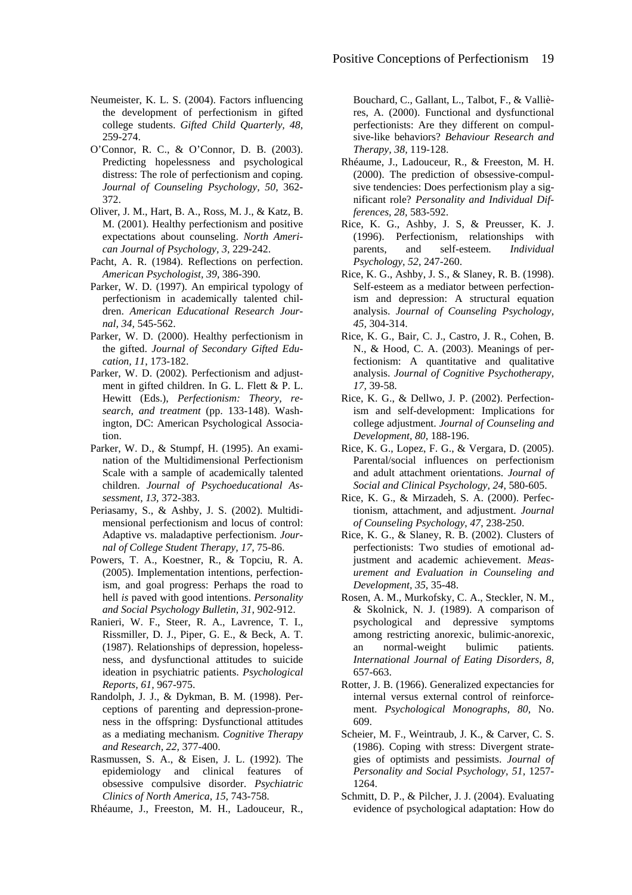Neumeister, K. L. S. (2004). Factors influencing the development of perfectionism in gifted college students. *Gifted Child Quarterly, 48,* 259-274.

O'Connor, R. C., & O'Connor, D. B. (2003). Predicting hopelessness and psychological distress: The role of perfectionism and coping. *Journal of Counseling Psychology, 50,* 362-372.

Oliver, J. M., Hart, B. A., Ross, M. J., & Katz, B. M. (2001). Healthy perfectionism and positive expectations about counseling. *North American Journal of Psychology, 3,* 229-242.

Pacht, A. R. (1984). Reflections on perfection. *American Psychologist, 39,* 386-390.

Parker, W. D. (1997). An empirical typology of perfectionism in academically talented children. *American Educational Research Journal, 34,* 545-562.

Parker, W. D. (2000). Healthy perfectionism in the gifted. *Journal of Secondary Gifted Education, 11*, 173-182.

Parker, W. D. (2002). Perfectionism and adjustment in gifted children. In G. L. Flett & P. L. Hewitt (Eds.), *Perfectionism: Theory, research, and treatment* (pp. 133-148). Washington, DC: American Psychological Association.

Parker, W. D., & Stumpf, H. (1995). An examination of the Multidimensional Perfectionism Scale with a sample of academically talented children. *Journal of Psychoeducational Assessment, 13,* 372-383.

Periasamy, S., & Ashby, J. S. (2002). Multidimensional perfectionism and locus of control: Adaptive vs. maladaptive perfectionism. *Journal of College Student Therapy, 17,* 75-86.

Powers, T. A., Koestner, R., & Topciu, R. A. (2005). Implementation intentions, perfectionism, and goal progress: Perhaps the road to hell *is* paved with good intentions. *Personality and Social Psychology Bulletin, 31*, 902-912.

Ranieri, W. F., Steer, R. A., Lavrence, T. I., Rissmiller, D. J., Piper, G. E., & Beck, A. T. (1987). Relationships of depression, hopelessness, and dysfunctional attitudes to suicide ideation in psychiatric patients. *Psychological Reports, 61,* 967-975.

Randolph, J. J., & Dykman, B. M. (1998). Perceptions of parenting and depression-proneness in the offspring: Dysfunctional attitudes as a mediating mechanism. *Cognitive Therapy and Research, 22,* 377-400.

Rasmussen, S. A., & Eisen, J. L. (1992). The epidemiology and clinical features of obsessive compulsive disorder. *Psychiatric Clinics of North America, 15,* 743-758.

Rhéaume, J., Freeston, M. H., Ladouceur, R., Bouchard, C., Gallant, L., Talbot, F., & Vallières, A. (2000). Functional and dysfunctional perfectionists: Are they different on compulsive-like behaviors? *Behaviour Research and Therapy, 38,* 119-128.

Rhéaume, J., Ladouceur, R., & Freeston, M. H. (2000). The prediction of obsessive-compulsive tendencies: Does perfectionism play a significant role? *Personality and Individual Differences, 28,* 583-592.

Rice, K. G., Ashby, J. S, & Preusser, K. J. (1996). Perfectionism, relationships with parents, and self-esteem. *Individual Psychology, 52,* 247-260.

Rice, K. G., Ashby, J. S., & Slaney, R. B. (1998). Self-esteem as a mediator between perfectionism and depression: A structural equation analysis. *Journal of Counseling Psychology, 45,* 304-314.

Rice, K. G., Bair, C. J., Castro, J. R., Cohen, B. N., & Hood, C. A. (2003). Meanings of perfectionism: A quantitative and qualitative analysis. *Journal of Cognitive Psychotherapy, 17,* 39-58.

Rice, K. G., & Dellwo, J. P. (2002). Perfectionism and self-development: Implications for college adjustment. *Journal of Counseling and Development, 80,* 188-196.

Rice, K. G., Lopez, F. G., & Vergara, D. (2005). Parental/social influences on perfectionism and adult attachment orientations. *Journal of Social and Clinical Psychology, 24,* 580-605.

Rice, K. G., & Mirzadeh, S. A. (2000). Perfectionism, attachment, and adjustment. *Journal of Counseling Psychology, 47,* 238-250.

Rice, K. G., & Slaney, R. B. (2002). Clusters of perfectionists: Two studies of emotional adjustment and academic achievement. *Measurement and Evaluation in Counseling and Development, 35,* 35-48.

Rosen, A. M., Murkofsky, C. A., Steckler, N. M., & Skolnick, N. J. (1989). A comparison of psychological and depressive symptoms among restricting anorexic, bulimic-anorexic, an normal-weight bulimic patients. *International Journal of Eating Disorders, 8,* 657-663.

Rotter, J. B. (1966). Generalized expectancies for internal versus external control of reinforcement. *Psychological Monographs, 80,* No. 609.

Scheier, M. F., Weintraub, J. K., & Carver, C. S. (1986). Coping with stress: Divergent strategies of optimists and pessimists. *Journal of Personality and Social Psychology, 51,* 1257-1264.

Schmitt, D. P., & Pilcher, J. J. (2004). Evaluating evidence of psychological adaptation: How do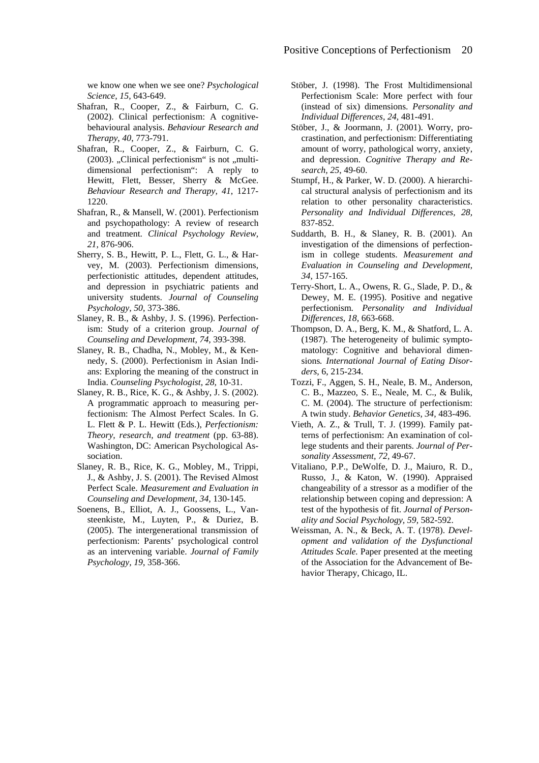we know one when we see one? *Psychological Science, 15,* 643-649.

Shafran, R., Cooper, Z., & Fairburn, C. G. (2002). Clinical perfectionism: A cognitive-behavioural analysis. *Behaviour Research and Therapy, 40*, 773-791.

Shafran, R., Cooper, Z., & Fairburn, C. G. (2003). „Clinical perfectionism" is not „multi-dimensional perfectionism": A reply to Hewitt, Flett, Besser, Sherry & McGee. *Behaviour Research and Therapy, 41*, 1217-1220.

Shafran, R., & Mansell, W. (2001). Perfectionism and psychopathology: A review of research and treatment. *Clinical Psychology Review, 21,* 876-906.

Sherry, S. B., Hewitt, P. L., Flett, G. L., & Harvey, M. (2003). Perfectionism dimensions, perfectionistic attitudes, dependent attitudes, and depression in psychiatric patients and university students. *Journal of Counseling Psychology, 50*, 373-386.

Slaney, R. B., & Ashby, J. S. (1996). Perfectionism: Study of a criterion group. *Journal of Counseling and Development, 74,* 393-398.

Slaney, R. B., Chadha, N., Mobley, M., & Kennedy, S. (2000). Perfectionism in Asian Indians: Exploring the meaning of the construct in India. *Counseling Psychologist, 28*, 10-31.

Slaney, R. B., Rice, K. G., & Ashby, J. S. (2002). A programmatic approach to measuring perfectionism: The Almost Perfect Scales. In G. L. Flett & P. L. Hewitt (Eds.), *Perfectionism: Theory, research, and treatment* (pp. 63-88). Washington, DC: American Psychological Association.

Slaney, R. B., Rice, K. G., Mobley, M., Trippi, J., & Ashby, J. S. (2001). The Revised Almost Perfect Scale. *Measurement and Evaluation in Counseling and Development, 34,* 130-145.

Soenens, B., Elliot, A. J., Goossens, L., Vansteenkiste, M., Luyten, P., & Duriez, B. (2005). The intergenerational transmission of perfectionism: Parents' psychological control as an intervening variable. *Journal of Family Psychology, 19*, 358-366.

Stöber, J. (1998). The Frost Multidimensional Perfectionism Scale: More perfect with four (instead of six) dimensions. *Personality and Individual Differences, 24,* 481-491.

Stöber, J., & Joormann, J. (2001). Worry, procrastination, and perfectionism: Differentiating amount of worry, pathological worry, anxiety, and depression. *Cognitive Therapy and Research, 25*, 49-60.

Stumpf, H., & Parker, W. D. (2000). A hierarchical structural analysis of perfectionism and its relation to other personality characteristics. *Personality and Individual Differences, 28,* 837-852.

Suddarth, B. H., & Slaney, R. B. (2001). An investigation of the dimensions of perfectionism in college students. *Measurement and Evaluation in Counseling and Development, 34,* 157-165.

Terry-Short, L. A., Owens, R. G., Slade, P. D., & Dewey, M. E. (1995). Positive and negative perfectionism. *Personality and Individual Differences, 18*, 663-668.

Thompson, D. A., Berg, K. M., & Shatford, L. A. (1987). The heterogeneity of bulimic symptomatology: Cognitive and behavioral dimensions*. International Journal of Eating Disorders,* 6, 215-234.

Tozzi, F., Aggen, S. H., Neale, B. M., Anderson, C. B., Mazzeo, S. E., Neale, M. C., & Bulik, C. M. (2004). The structure of perfectionism: A twin study. *Behavior Genetics, 34,* 483-496.

Vieth, A. Z., & Trull, T. J. (1999). Family patterns of perfectionism: An examination of college students and their parents. *Journal of Personality Assessment, 72,* 49-67.

Vitaliano, P.P., DeWolfe, D. J., Maiuro, R. D., Russo, J., & Katon, W. (1990). Appraised changeability of a stressor as a modifier of the relationship between coping and depression: A test of the hypothesis of fit. *Journal of Personality and Social Psychology, 59,* 582-592.

Weissman, A. N., & Beck, A. T. (1978). *Development and validation of the Dysfunctional Attitudes Scale.* Paper presented at the meeting of the Association for the Advancement of Behavior Therapy, Chicago, IL.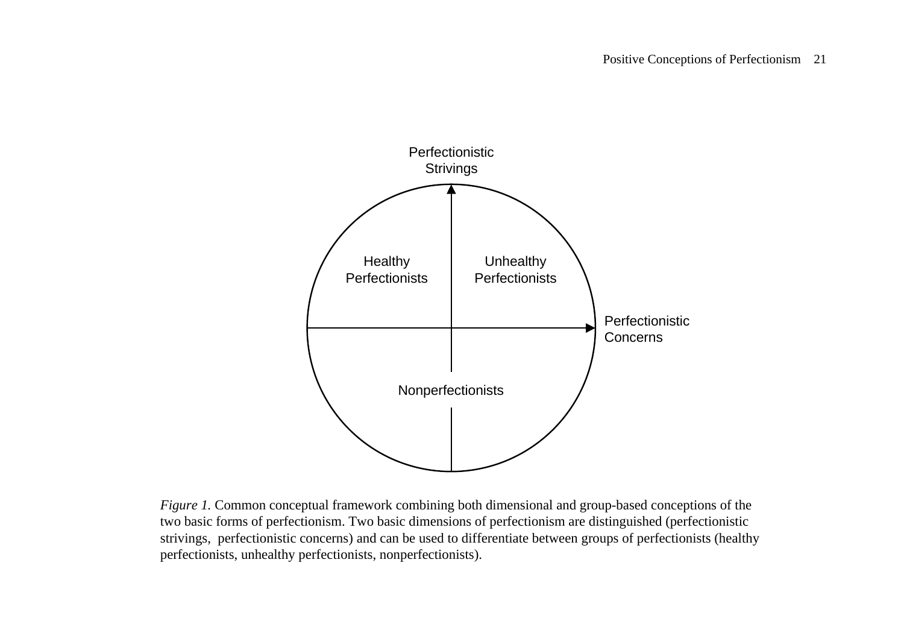Perfectionistic Strivings

Healthy Perfectionists

Unhealthy Perfectionists

Perfectionistic Concerns

Nonperfectionists

*Figure 1.* Common conceptual framework combining both dimensional and group-based conceptions of the two basic forms of perfectionism. Two basic dimensions of perfectionism are distinguished (perfectionistic strivings, perfectionistic concerns) and can be used to differentiate between groups of perfectionists (healthy perfectionists, unhealthy perfectionists, nonperfectionists).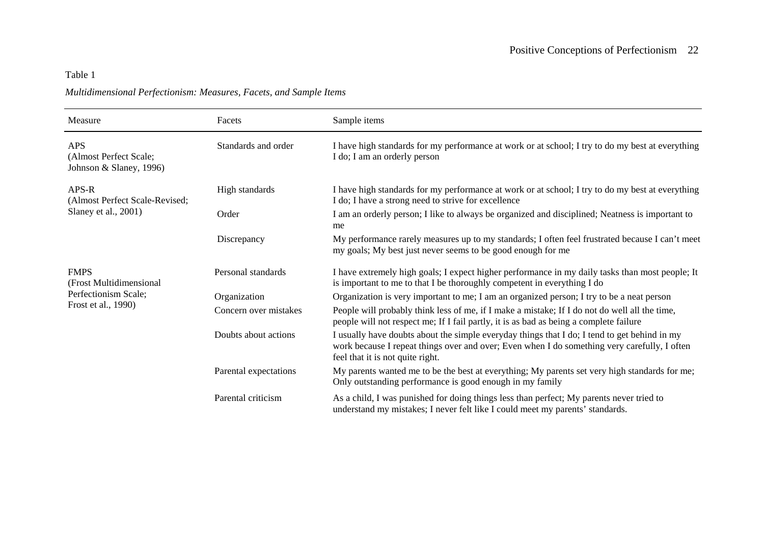Table 1

*Multidimensional Perfectionism: Measures, Facets, and Sample Items*

| Measure | Facets | Sample items |
|---|---|---|
| APS (Almost Perfect Scale; Johnson & Slaney, 1996) | Standards and order | I have high standards for my performance at work or at school; I try to do my best at everything I do; I am an orderly person |
| APS-R (Almost Perfect Scale-Revised; Slaney et al., 2001) | High standards | I have high standards for my performance at work or at school; I try to do my best at everything I do; I have a strong need to strive for excellence |
| | Order | I am an orderly person; I like to always be organized and disciplined; Neatness is important to me |
| | Discrepancy | My performance rarely measures up to my standards; I often feel frustrated because I can't meet my goals; My best just never seems to be good enough for me |
| FMPS (Frost Multidimensional Perfectionism Scale; Frost et al., 1990) | Personal standards | I have extremely high goals; I expect higher performance in my daily tasks than most people; It is important to me to that I be thoroughly competent in everything I do |
| | Organization | Organization is very important to me; I am an organized person; I try to be a neat person |
| | Concern over mistakes | People will probably think less of me, if I make a mistake; If I do not do well all the time, people will not respect me; If I fail partly, it is as bad as being a complete failure |
| | Doubts about actions | I usually have doubts about the simple everyday things that I do; I tend to get behind in my work because I repeat things over and over; Even when I do something very carefully, I often feel that it is not quite right. |
| | Parental expectations | My parents wanted me to be the best at everything; My parents set very high standards for me; Only outstanding performance is good enough in my family |
| | Parental criticism | As a child, I was punished for doing things less than perfect; My parents never tried to understand my mistakes; I never felt like I could meet my parents' standards. |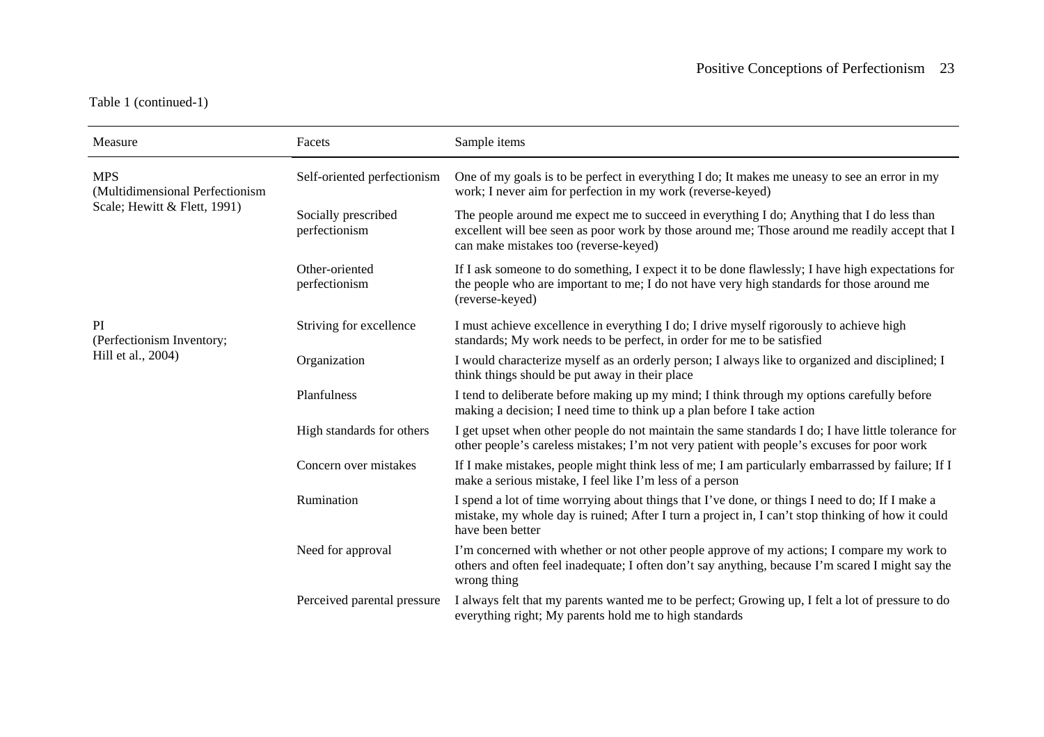Table 1 (continued-1)

| Measure | Facets | Sample items |
|---|---|---|
| MPS (Multidimensional Perfectionism Scale; Hewitt & Flett, 1991) | Self-oriented perfectionism | One of my goals is to be perfect in everything I do; It makes me uneasy to see an error in my work; I never aim for perfection in my work (reverse-keyed) |
| | Socially prescribed perfectionism | The people around me expect me to succeed in everything I do; Anything that I do less than excellent will bee seen as poor work by those around me; Those around me readily accept that I can make mistakes too (reverse-keyed) |
| | Other-oriented perfectionism | If I ask someone to do something, I expect it to be done flawlessly; I have high expectations for the people who are important to me; I do not have very high standards for those around me (reverse-keyed) |
| PI (Perfectionism Inventory; Hill et al., 2004) | Striving for excellence | I must achieve excellence in everything I do; I drive myself rigorously to achieve high standards; My work needs to be perfect, in order for me to be satisfied |
| | Organization | I would characterize myself as an orderly person; I always like to organized and disciplined; I think things should be put away in their place |
| | Planfulness | I tend to deliberate before making up my mind; I think through my options carefully before making a decision; I need time to think up a plan before I take action |
| | High standards for others | I get upset when other people do not maintain the same standards I do; I have little tolerance for other people's careless mistakes; I'm not very patient with people's excuses for poor work |
| | Concern over mistakes | If I make mistakes, people might think less of me; I am particularly embarrassed by failure; If I make a serious mistake, I feel like I'm less of a person |
| | Rumination | I spend a lot of time worrying about things that I've done, or things I need to do; If I make a mistake, my whole day is ruined; After I turn a project in, I can't stop thinking of how it could have been better |
| | Need for approval | I'm concerned with whether or not other people approve of my actions; I compare my work to others and often feel inadequate; I often don't say anything, because I'm scared I might say the wrong thing |
| | Perceived parental pressure | I always felt that my parents wanted me to be perfect; Growing up, I felt a lot of pressure to do everything right; My parents hold me to high standards |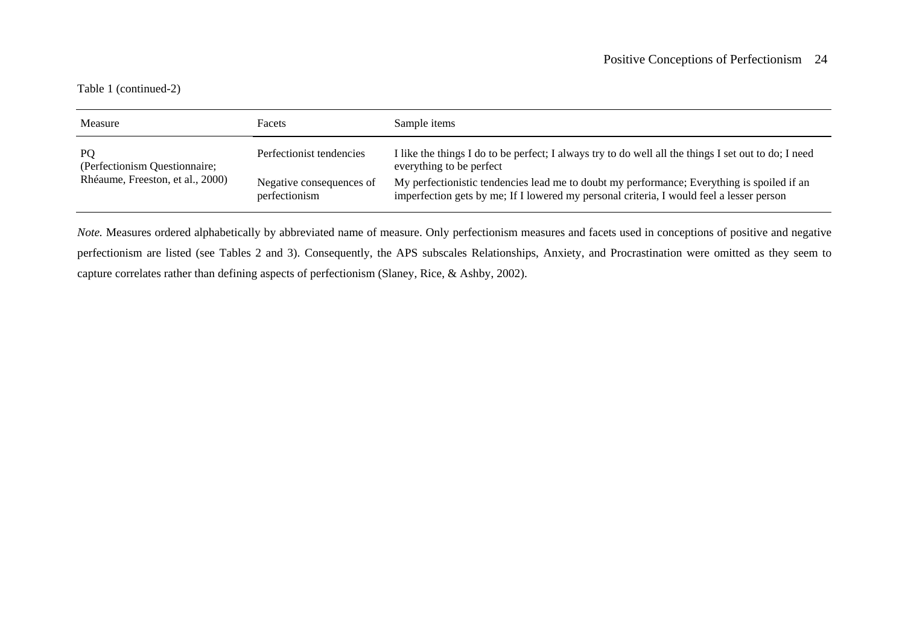Table 1 (continued-2)

| Measure | Facets | Sample items |
|---|---|---|
| PQ (Perfectionism Questionnaire; Rhéaume, Freeston, et al., 2000) | Perfectionist tendencies | I like the things I do to be perfect; I always try to do well all the things I set out to do; I need everything to be perfect |
| | Negative consequences of perfectionism | My perfectionistic tendencies lead me to doubt my performance; Everything is spoiled if an imperfection gets by me; If I lowered my personal criteria, I would feel a lesser person |

*Note.* Measures ordered alphabetically by abbreviated name of measure. Only perfectionism measures and facets used in conceptions of positive and negative perfectionism are listed (see Tables 2 and 3). Consequently, the APS subscales Relationships, Anxiety, and Procrastination were omitted as they seem to capture correlates rather than defining aspects of perfectionism (Slaney, Rice, & Ashby, 2002).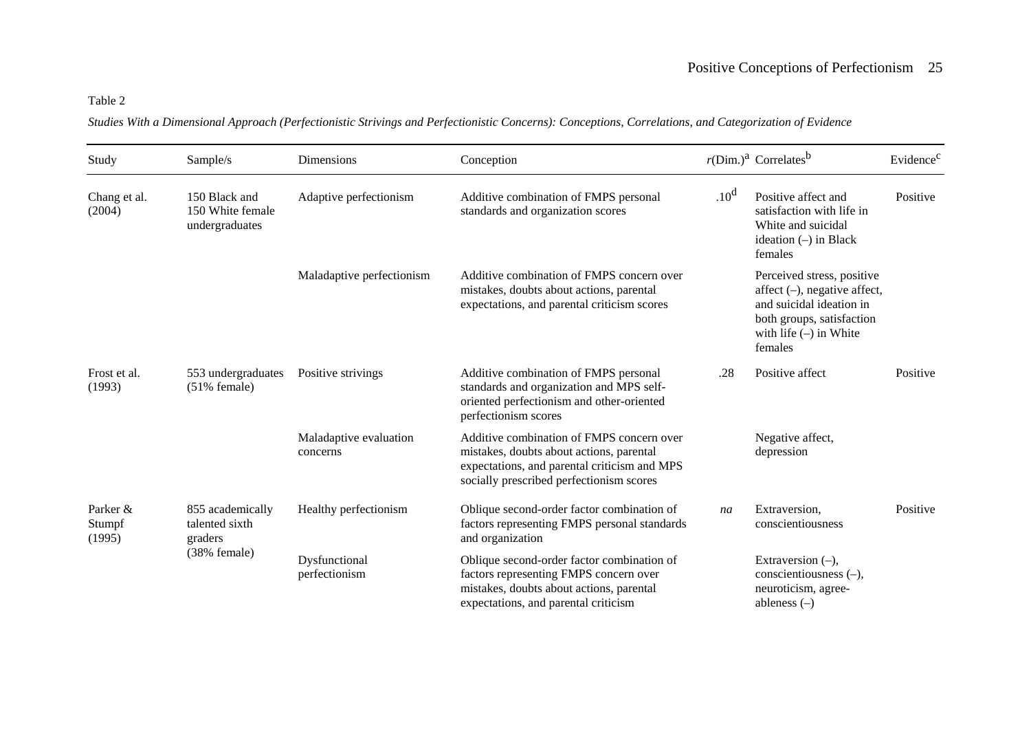Table 2

*Studies With a Dimensional Approach (Perfectionistic Strivings and Perfectionistic Concerns): Conceptions, Correlations, and Categorization of Evidence*

| Study | Sample/s | Dimensions | Conception | $r$(Dim.)[a] | Correlates[b] | Evidence[c] |
|---|---|---|---|---|---|---|
| Chang et al. (2004) | 150 Black and 150 White female undergraduates | Adaptive perfectionism | Additive combination of FMPS personal standards and organization scores | .10[d] | Positive affect and satisfaction with life in White and suicidal ideation (–) in Black females | Positive |
| | | Maladaptive perfectionism | Additive combination of FMPS concern over mistakes, doubts about actions, parental expectations, and parental criticism scores | | Perceived stress, positive affect (–), negative affect, and suicidal ideation in both groups, satisfaction with life (–) in White females | |
| Frost et al. (1993) | 553 undergraduates (51% female) | Positive strivings | Additive combination of FMPS personal standards and organization and MPS self-oriented perfectionism and other-oriented perfectionism scores | .28 | Positive affect | Positive |
| | | Maladaptive evaluation concerns | Additive combination of FMPS concern over mistakes, doubts about actions, parental expectations, and parental criticism and MPS socially prescribed perfectionism scores | | Negative affect, depression | |
| Parker & Stumpf (1995) | 855 academically talented sixth graders (38% female) | Healthy perfectionism | Oblique second-order factor combination of factors representing FMPS personal standards and organization | *na* | Extraversion, conscientiousness | Positive |
| | | Dysfunctional perfectionism | Oblique second-order factor combination of factors representing FMPS concern over mistakes, doubts about actions, parental expectations, and parental criticism | | Extraversion (–), conscientiousness (–), neuroticism, agree-ableness (–) | |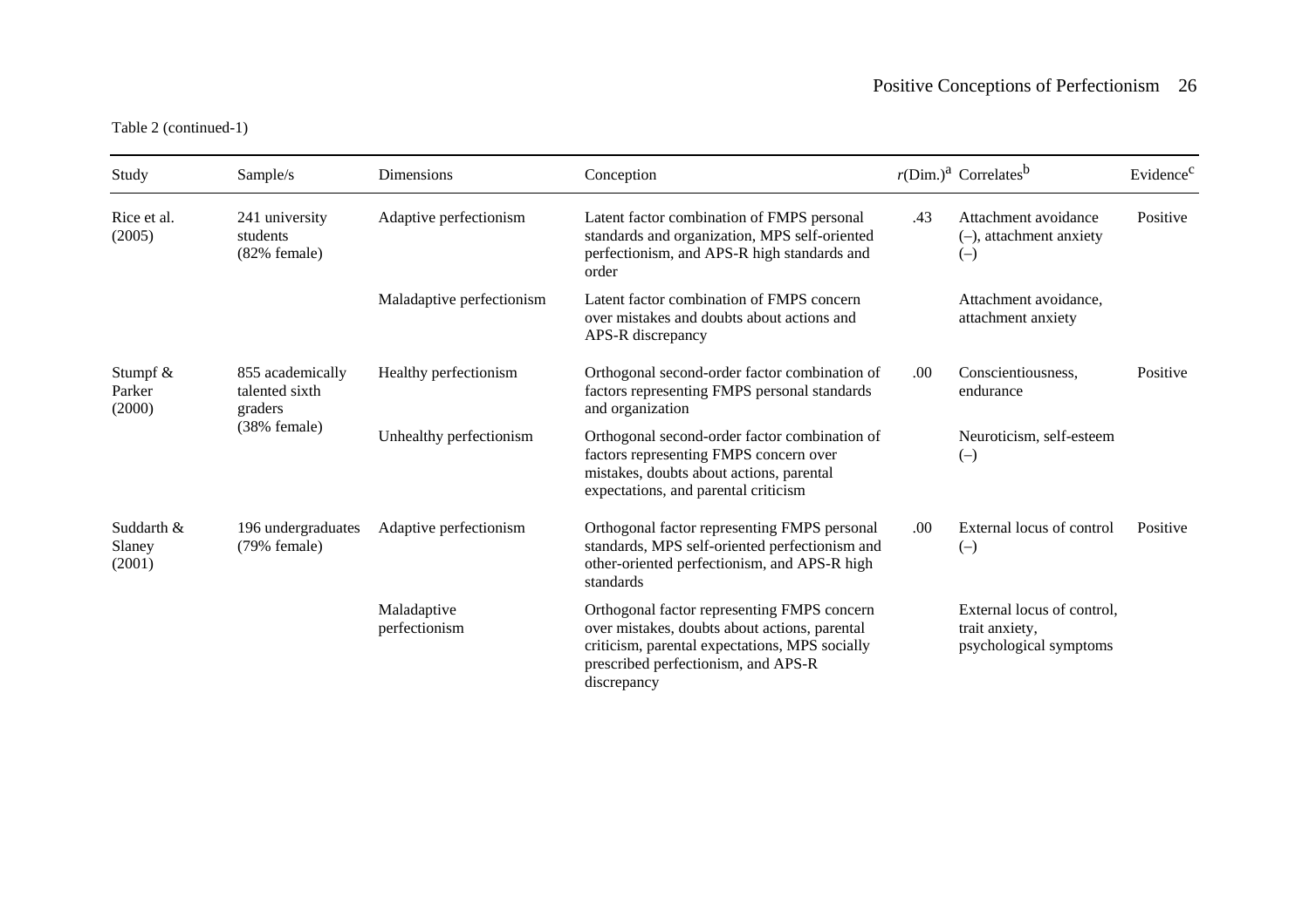Table 2 (continued-1)

| Study | Sample/s | Dimensions | Conception | $r$(Dim.)[a] | Correlates[b] | Evidence[c] |
|---|---|---|---|---|---|---|
| Rice et al. (2005) | 241 university students (82% female) | Adaptive perfectionism | Latent factor combination of FMPS personal standards and organization, MPS self-oriented perfectionism, and APS-R high standards and order | .43 | Attachment avoidance (–), attachment anxiety (–) | Positive |
| | | Maladaptive perfectionism | Latent factor combination of FMPS concern over mistakes and doubts about actions and APS-R discrepancy | | Attachment avoidance, attachment anxiety | |
| Stumpf & Parker (2000) | 855 academically talented sixth graders (38% female) | Healthy perfectionism | Orthogonal second-order factor combination of factors representing FMPS personal standards and organization | .00 | Conscientiousness, endurance | Positive |
| | | Unhealthy perfectionism | Orthogonal second-order factor combination of factors representing FMPS concern over mistakes, doubts about actions, parental expectations, and parental criticism | | Neuroticism, self-esteem (–) | |
| Suddarth & Slaney (2001) | 196 undergraduates (79% female) | Adaptive perfectionism | Orthogonal factor representing FMPS personal standards, MPS self-oriented perfectionism and other-oriented perfectionism, and APS-R high standards | .00 | External locus of control (–) | Positive |
| | | Maladaptive perfectionism | Orthogonal factor representing FMPS concern over mistakes, doubts about actions, parental criticism, parental expectations, MPS socially prescribed perfectionism, and APS-R discrepancy | | External locus of control, trait anxiety, psychological symptoms | |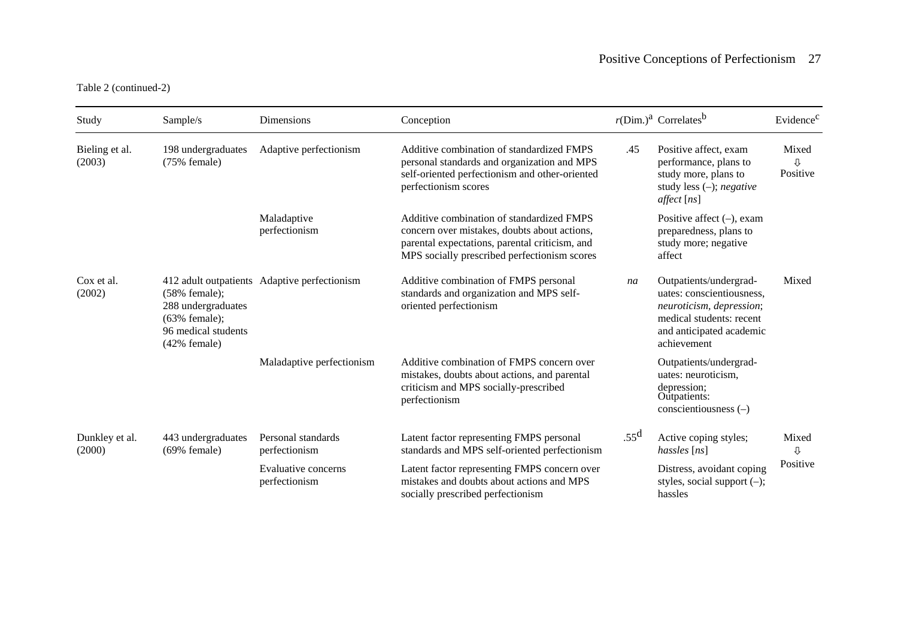Table 2 (continued-2)

| Study | Sample/s | Dimensions | Conception | *r*(Dim.)[a] | Correlates[b] | Evidence[c] |
|---|---|---|---|---|---|---|
| Bieling et al. (2003) | 198 undergraduates (75% female) | Adaptive perfectionism | Additive combination of standardized FMPS personal standards and organization and MPS self-oriented perfectionism and other-oriented perfectionism scores | .45 | Positive affect, exam performance, plans to study more, plans to study less (–); *negative affect* [*ns*] | Mixed ⇩ Positive |
| | | Maladaptive perfectionism | Additive combination of standardized FMPS concern over mistakes, doubts about actions, parental expectations, parental criticism, and MPS socially prescribed perfectionism scores | | Positive affect (–), exam preparedness, plans to study more; negative affect | |
| Cox et al. (2002) | 412 adult outpatients (58% female); 288 undergraduates (63% female); 96 medical students (42% female) | Adaptive perfectionism | Additive combination of FMPS personal standards and organization and MPS self-oriented perfectionism | *na* | Outpatients/undergraduates: conscientiousness, *neuroticism, depression*; medical students: recent and anticipated academic achievement | Mixed |
| | | Maladaptive perfectionism | Additive combination of FMPS concern over mistakes, doubts about actions, and parental criticism and MPS socially-prescribed perfectionism | | Outpatients/undergraduates: neuroticism, depression; Outpatients: conscientiousness (–) | |
| Dunkley et al. (2000) | 443 undergraduates (69% female) | Personal standards perfectionism | Latent factor representing FMPS personal standards and MPS self-oriented perfectionism | .55[d] | Active coping styles; *hassles* [*ns*] | Mixed ⇩ Positive |
| | | Evaluative concerns perfectionism | Latent factor representing FMPS concern over mistakes and doubts about actions and MPS socially prescribed perfectionism | | Distress, avoidant coping styles, social support (–); hassles | |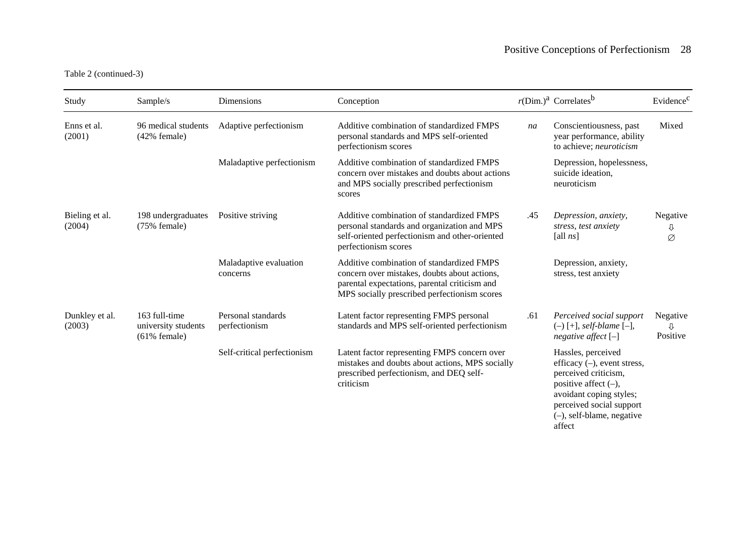Table 2 (continued-3)

| Study | Sample/s | Dimensions | Conception | $r$(Dim.)[a] | Correlates[b] | Evidence[c] |
|---|---|---|---|---|---|---|
| Enns et al. (2001) | 96 medical students (42% female) | Adaptive perfectionism | Additive combination of standardized FMPS personal standards and MPS self-oriented perfectionism scores | *na* | Conscientiousness, past year performance, ability to achieve; *neuroticism* | Mixed |
| | | Maladaptive perfectionism | Additive combination of standardized FMPS concern over mistakes and doubts about actions and MPS socially prescribed perfectionism scores | | Depression, hopelessness, suicide ideation, neuroticism | |
| Bieling et al. (2004) | 198 undergraduates (75% female) | Positive striving | Additive combination of standardized FMPS personal standards and organization and MPS self-oriented perfectionism and other-oriented perfectionism scores | .45 | *Depression, anxiety, stress, test anxiety* [all *ns*] | Negative ⇩ ∅ |
| | | Maladaptive evaluation concerns | Additive combination of standardized FMPS concern over mistakes, doubts about actions, parental expectations, parental criticism and MPS socially prescribed perfectionism scores | | Depression, anxiety, stress, test anxiety | |
| Dunkley et al. (2003) | 163 full-time university students (61% female) | Personal standards perfectionism | Latent factor representing FMPS personal standards and MPS self-oriented perfectionism | .61 | *Perceived social support* (–) [+], *self-blame* [–], *negative affect* [–] | Negative ⇩ Positive |
| | | Self-critical perfectionism | Latent factor representing FMPS concern over mistakes and doubts about actions, MPS socially prescribed perfectionism, and DEQ self-criticism | | Hassles, perceived efficacy (–), event stress, perceived criticism, positive affect (–), avoidant coping styles; perceived social support (–), self-blame, negative affect | |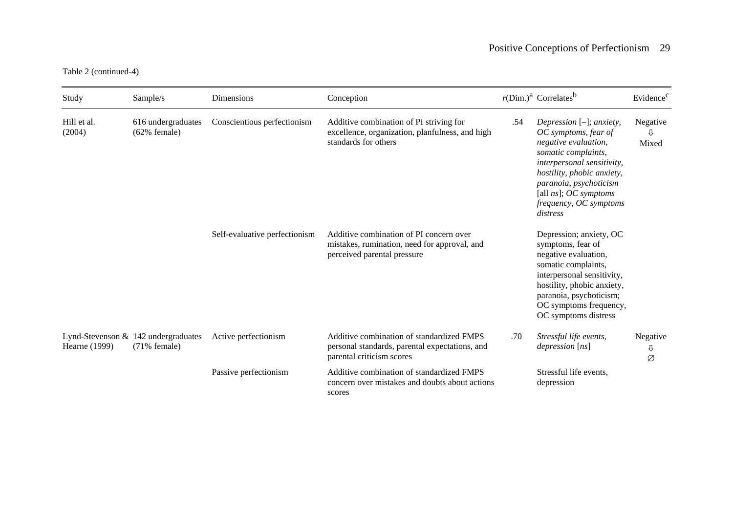Table 2 (continued-4)

| Study | Sample/s | Dimensions | Conception | $r$(Dim.)[a] | Correlates[b] | Evidence[c] |
|---|---|---|---|---|---|---|
| Hill et al. (2004) | 616 undergraduates (62% female) | Conscientious perfectionism | Additive combination of PI striving for excellence, organization, planfulness, and high standards for others | .54 | *Depression* [–]; *anxiety, OC symptoms, fear of negative evaluation, somatic complaints, interpersonal sensitivity, hostility, phobic anxiety, paranoia, psychoticism* [all *ns*]; *OC symptoms frequency, OC symptoms distress* | Negative ⇩ Mixed |
| | | Self-evaluative perfectionism | Additive combination of PI concern over mistakes, rumination, need for approval, and perceived parental pressure | | Depression; anxiety, OC symptoms, fear of negative evaluation, somatic complaints, interpersonal sensitivity, hostility, phobic anxiety, paranoia, psychoticism; OC symptoms frequency, OC symptoms distress | |
| Lynd-Stevenson & Hearne (1999) | 142 undergraduates (71% female) | Active perfectionism | Additive combination of standardized FMPS personal standards, parental expectations, and parental criticism scores | .70 | *Stressful life events, depression* [*ns*] | Negative ⇩ ∅ |
| | | Passive perfectionism | Additive combination of standardized FMPS concern over mistakes and doubts about actions scores | | Stressful life events, depression | |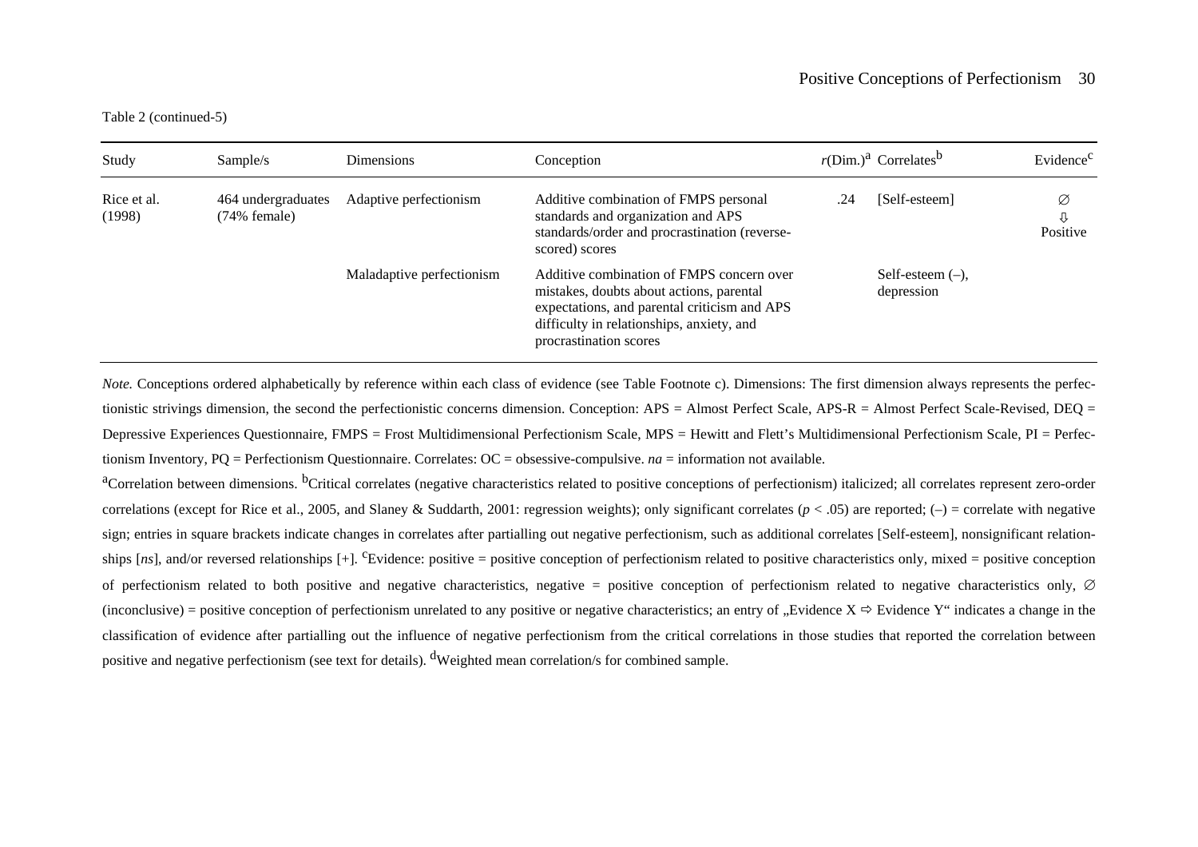Table 2 (continued-5)

| Study | Sample/s | Dimensions | Conception | $r$(Dim.)[a] | Correlates[b] | Evidence[c] |
|---|---|---|---|---|---|---|
| Rice et al. (1998) | 464 undergraduates (74% female) | Adaptive perfectionism | Additive combination of FMPS personal standards and organization and APS standards/order and procrastination (reverse-scored) scores | .24 | [Self-esteem] | ∅ ⇩ Positive |
| | | Maladaptive perfectionism | Additive combination of FMPS concern over mistakes, doubts about actions, parental expectations, and parental criticism and APS difficulty in relationships, anxiety, and procrastination scores | | Self-esteem (–), depression | |

*Note.* Conceptions ordered alphabetically by reference within each class of evidence (see Table Footnote c). Dimensions: The first dimension always represents the perfectionistic strivings dimension, the second the perfectionistic concerns dimension. Conception: APS = Almost Perfect Scale, APS-R = Almost Perfect Scale-Revised, DEQ = Depressive Experiences Questionnaire, FMPS = Frost Multidimensional Perfectionism Scale, MPS = Hewitt and Flett's Multidimensional Perfectionism Scale, PI = Perfectionism Inventory, PQ = Perfectionism Questionnaire. Correlates: OC = obsessive-compulsive. *na* = information not available.

[a]Correlation between dimensions. [b]Critical correlates (negative characteristics related to positive conceptions of perfectionism) italicized; all correlates represent zero-order correlations (except for Rice et al., 2005, and Slaney & Suddarth, 2001: regression weights); only significant correlates ($p < .05$) are reported; (–) = correlate with negative sign; entries in square brackets indicate changes in correlates after partialling out negative perfectionism, such as additional correlates [Self-esteem], nonsignificant relationships [*ns*], and/or reversed relationships [+]. [c]Evidence: positive = positive conception of perfectionism related to positive characteristics only, mixed = positive conception of perfectionism related to both positive and negative characteristics, negative = positive conception of perfectionism related to negative characteristics only, ∅ (inconclusive) = positive conception of perfectionism unrelated to any positive or negative characteristics; an entry of „Evidence X ⇨ Evidence Y" indicates a change in the classification of evidence after partialling out the influence of negative perfectionism from the critical correlations in those studies that reported the correlation between positive and negative perfectionism (see text for details). [d]Weighted mean correlation/s for combined sample.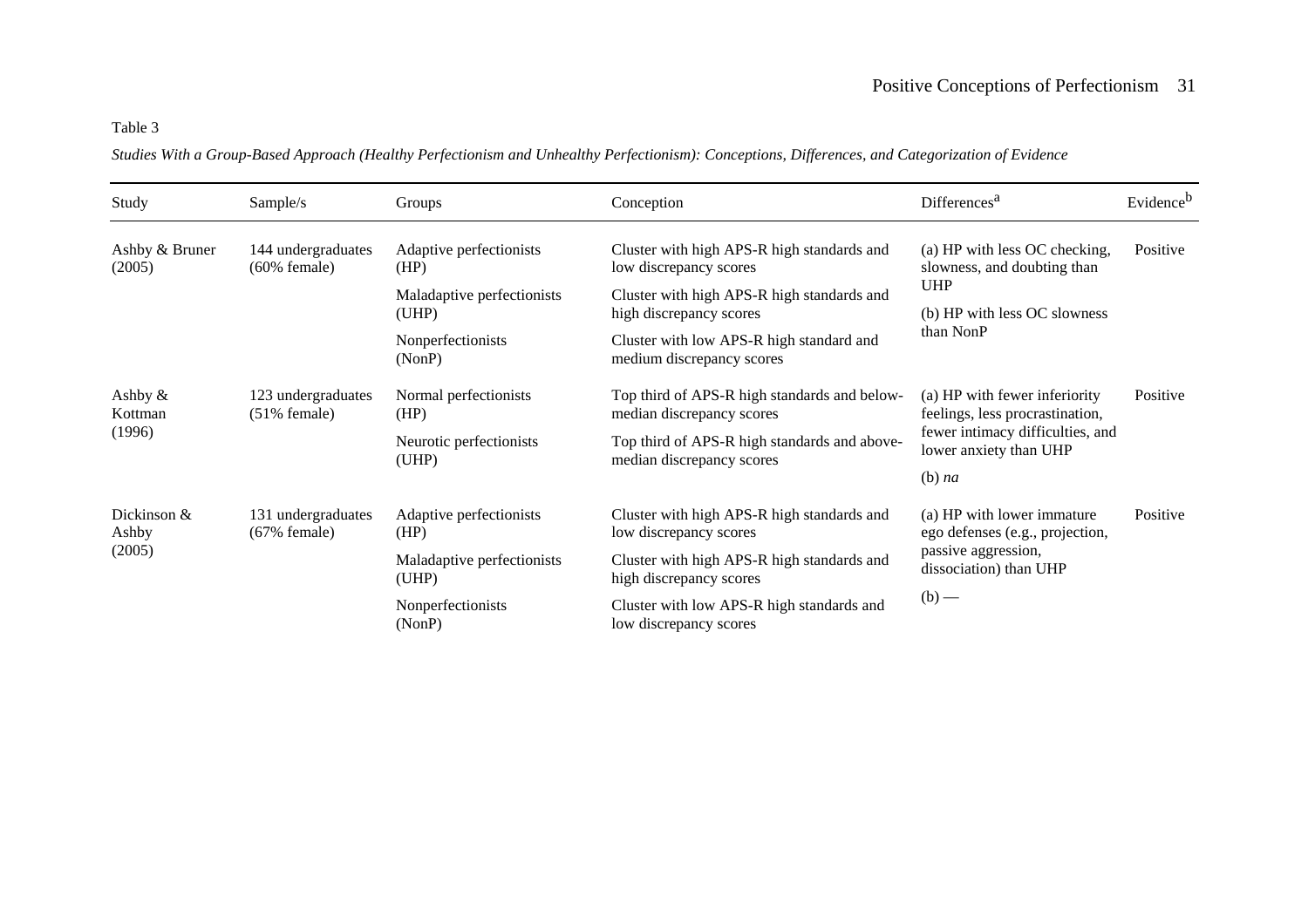Table 3

*Studies With a Group-Based Approach (Healthy Perfectionism and Unhealthy Perfectionism): Conceptions, Differences, and Categorization of Evidence*

| Study | Sample/s | Groups | Conception | Differences[a] | Evidence[b] |
|---|---|---|---|---|---|
| Ashby & Bruner (2005) | 144 undergraduates (60% female) | Adaptive perfectionists (HP) | Cluster with high APS-R high standards and low discrepancy scores | (a) HP with less OC checking, slowness, and doubting than UHP | Positive |
| | | Maladaptive perfectionists (UHP) | Cluster with high APS-R high standards and high discrepancy scores | (b) HP with less OC slowness than NonP | |
| | | Nonperfectionists (NonP) | Cluster with low APS-R high standard and medium discrepancy scores | | |
| Ashby & Kottman (1996) | 123 undergraduates (51% female) | Normal perfectionists (HP) | Top third of APS-R high standards and below-median discrepancy scores | (a) HP with fewer inferiority feelings, less procrastination, fewer intimacy difficulties, and lower anxiety than UHP | Positive |
| | | Neurotic perfectionists (UHP) | Top third of APS-R high standards and above-median discrepancy scores | (b) *na* | |
| Dickinson & Ashby (2005) | 131 undergraduates (67% female) | Adaptive perfectionists (HP) | Cluster with high APS-R high standards and low discrepancy scores | (a) HP with lower immature ego defenses (e.g., projection, passive aggression, dissociation) than UHP | Positive |
| | | Maladaptive perfectionists (UHP) | Cluster with high APS-R high standards and high discrepancy scores | (b) — | |
| | | Nonperfectionists (NonP) | Cluster with low APS-R high standards and low discrepancy scores | | |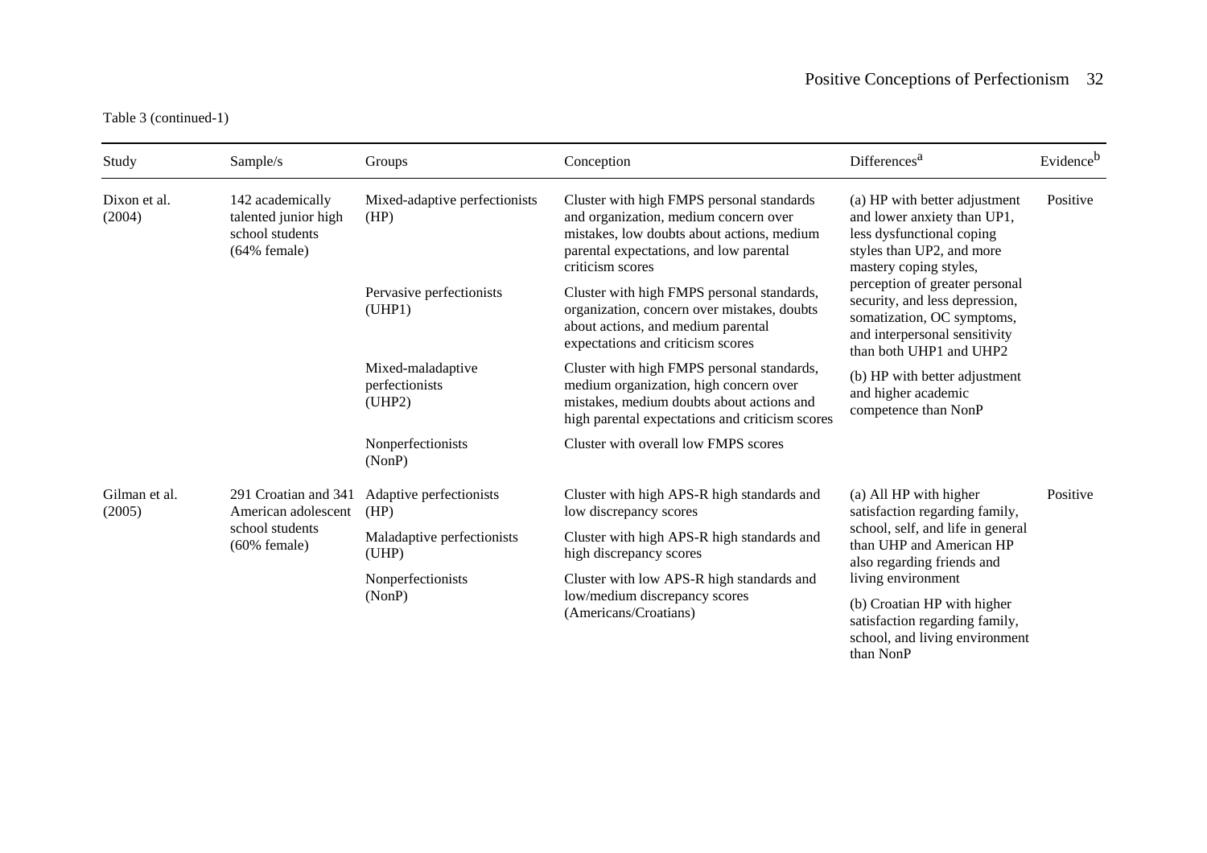Table 3 (continued-1)

| Study | Sample/s | Groups | Conception | Differences[a] | Evidence[b] |
|---|---|---|---|---|---|
| Dixon et al. (2004) | 142 academically talented junior high school students (64% female) | Mixed-adaptive perfectionists (HP) | Cluster with high FMPS personal standards and organization, medium concern over mistakes, low doubts about actions, medium parental expectations, and low parental criticism scores | (a) HP with better adjustment and lower anxiety than UP1, less dysfunctional coping styles than UP2, and more mastery coping styles, perception of greater personal security, and less depression, somatization, OC symptoms, and interpersonal sensitivity than both UHP1 and UHP2 | Positive |
| | | Pervasive perfectionists (UHP1) | Cluster with high FMPS personal standards, organization, concern over mistakes, doubts about actions, and medium parental expectations and criticism scores | | |
| | | Mixed-maladaptive perfectionists (UHP2) | Cluster with high FMPS personal standards, medium organization, high concern over mistakes, medium doubts about actions and high parental expectations and criticism scores | (b) HP with better adjustment and higher academic competence than NonP | |
| | | Nonperfectionists (NonP) | Cluster with overall low FMPS scores | | |
| Gilman et al. (2005) | 291 Croatian and 341 American adolescent school students (60% female) | Adaptive perfectionists (HP) | Cluster with high APS-R high standards and low discrepancy scores | (a) All HP with higher satisfaction regarding family, school, self, and life in general than UHP and American HP also regarding friends and living environment | Positive |
| | | Maladaptive perfectionists (UHP) | Cluster with high APS-R high standards and high discrepancy scores | | |
| | | Nonperfectionists (NonP) | Cluster with low APS-R high standards and low/medium discrepancy scores (Americans/Croatians) | (b) Croatian HP with higher satisfaction regarding family, school, and living environment than NonP | |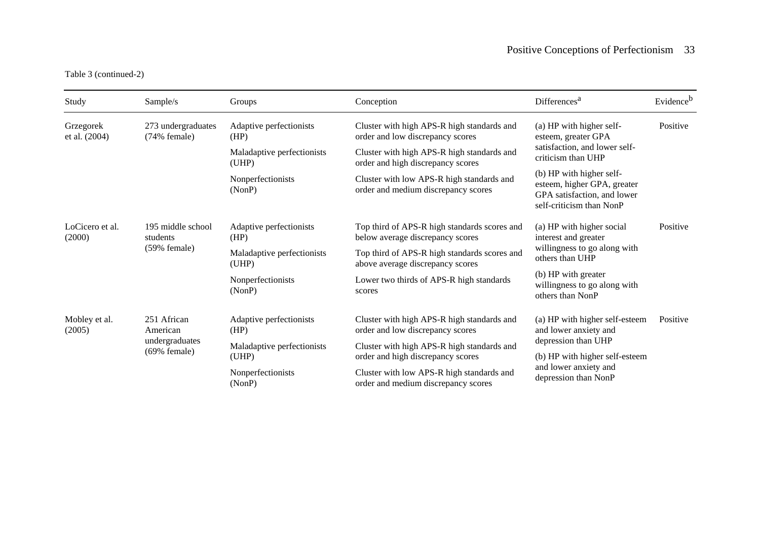Table 3 (continued-2)

| Study | Sample/s | Groups | Conception | Differences[a] | Evidence[b] |
|---|---|---|---|---|---|
| Grzegorek et al. (2004) | 273 undergraduates (74% female) | Adaptive perfectionists (HP) | Cluster with high APS-R high standards and order and low discrepancy scores | (a) HP with higher self-esteem, greater GPA satisfaction, and lower self-criticism than UHP | Positive |
| | | Maladaptive perfectionists (UHP) | Cluster with high APS-R high standards and order and high discrepancy scores | (b) HP with higher self-esteem, higher GPA, greater GPA satisfaction, and lower self-criticism than NonP | |
| | | Nonperfectionists (NonP) | Cluster with low APS-R high standards and order and medium discrepancy scores | | |
| LoCicero et al. (2000) | 195 middle school students (59% female) | Adaptive perfectionists (HP) | Top third of APS-R high standards scores and below average discrepancy scores | (a) HP with higher social interest and greater willingness to go along with others than UHP | Positive |
| | | Maladaptive perfectionists (UHP) | Top third of APS-R high standards scores and above average discrepancy scores | (b) HP with greater willingness to go along with others than NonP | |
| | | Nonperfectionists (NonP) | Lower two thirds of APS-R high standards scores | | |
| Mobley et al. (2005) | 251 African American undergraduates (69% female) | Adaptive perfectionists (HP) | Cluster with high APS-R high standards and order and low discrepancy scores | (a) HP with higher self-esteem and lower anxiety and depression than UHP | Positive |
| | | Maladaptive perfectionists (UHP) | Cluster with high APS-R high standards and order and high discrepancy scores | (b) HP with higher self-esteem and lower anxiety and depression than NonP | |
| | | Nonperfectionists (NonP) | Cluster with low APS-R high standards and order and medium discrepancy scores | | |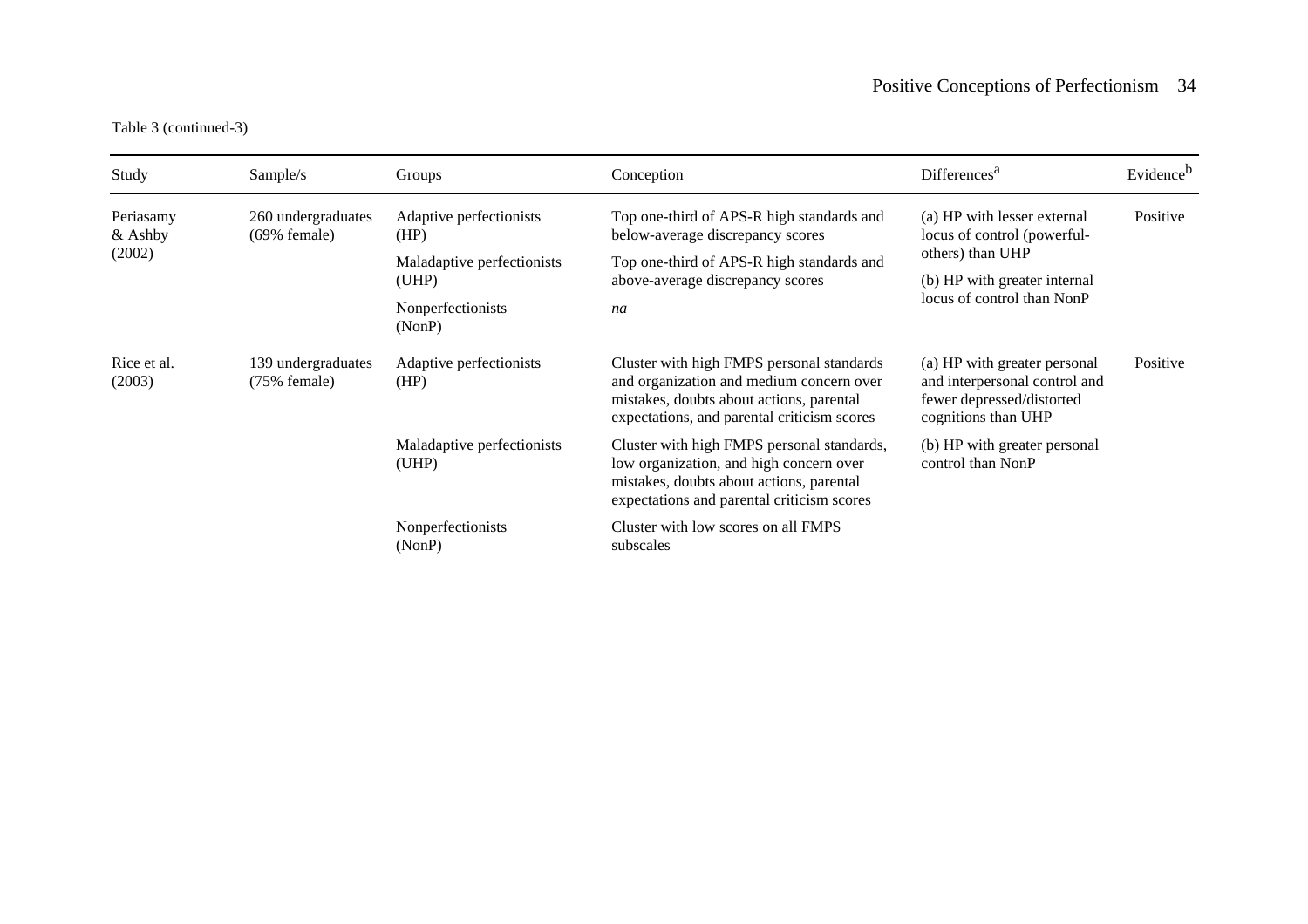Table 3 (continued-3)

| Study | Sample/s | Groups | Conception | Differences[a] | Evidence[b] |
|---|---|---|---|---|---|
| Periasamy & Ashby (2002) | 260 undergraduates (69% female) | Adaptive perfectionists (HP) | Top one-third of APS-R high standards and below-average discrepancy scores | (a) HP with lesser external locus of control (powerful-others) than UHP | Positive |
| | | Maladaptive perfectionists (UHP) | Top one-third of APS-R high standards and above-average discrepancy scores | (b) HP with greater internal locus of control than NonP | |
| | | Nonperfectionists (NonP) | *na* | | |
| Rice et al. (2003) | 139 undergraduates (75% female) | Adaptive perfectionists (HP) | Cluster with high FMPS personal standards and organization and medium concern over mistakes, doubts about actions, parental expectations, and parental criticism scores | (a) HP with greater personal and interpersonal control and fewer depressed/distorted cognitions than UHP | Positive |
| | | Maladaptive perfectionists (UHP) | Cluster with high FMPS personal standards, low organization, and high concern over mistakes, doubts about actions, parental expectations and parental criticism scores | (b) HP with greater personal control than NonP | |
| | | Nonperfectionists (NonP) | Cluster with low scores on all FMPS subscales | | |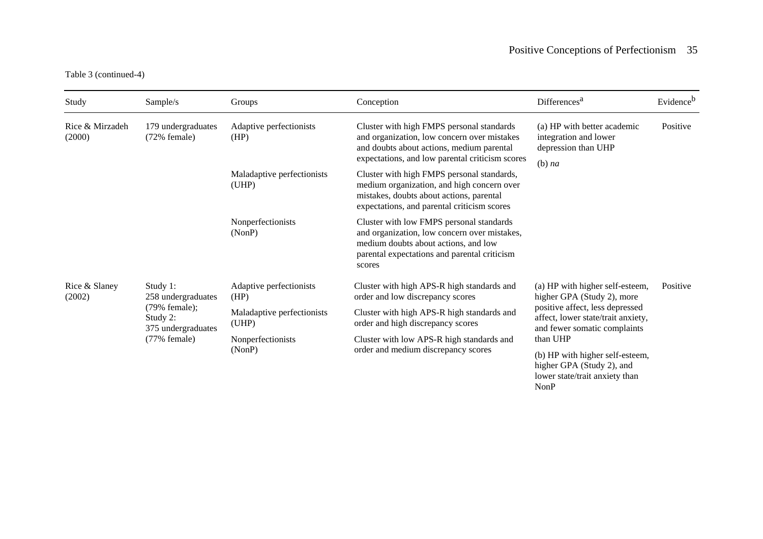Table 3 (continued-4)

| Study | Sample/s | Groups | Conception | Differences[a] | Evidence[b] |
|---|---|---|---|---|---|
| Rice & Mirzadeh (2000) | 179 undergraduates (72% female) | Adaptive perfectionists (HP) | Cluster with high FMPS personal standards and organization, low concern over mistakes and doubts about actions, medium parental expectations, and low parental criticism scores | (a) HP with better academic integration and lower depression than UHP<br>(b) *na* | Positive |
| | | Maladaptive perfectionists (UHP) | Cluster with high FMPS personal standards, medium organization, and high concern over mistakes, doubts about actions, parental expectations, and parental criticism scores | | |
| | | Nonperfectionists (NonP) | Cluster with low FMPS personal standards and organization, low concern over mistakes, medium doubts about actions, and low parental expectations and parental criticism scores | | |
| Rice & Slaney (2002) | Study 1: 258 undergraduates (79% female); Study 2: 375 undergraduates (77% female) | Adaptive perfectionists (HP) | Cluster with high APS-R high standards and order and low discrepancy scores | (a) HP with higher self-esteem, higher GPA (Study 2), more positive affect, less depressed affect, lower state/trait anxiety, and fewer somatic complaints than UHP<br>(b) HP with higher self-esteem, higher GPA (Study 2), and lower state/trait anxiety than NonP | Positive |
| | | Maladaptive perfectionists (UHP) | Cluster with high APS-R high standards and order and high discrepancy scores | | |
| | | Nonperfectionists (NonP) | Cluster with low APS-R high standards and order and medium discrepancy scores | | |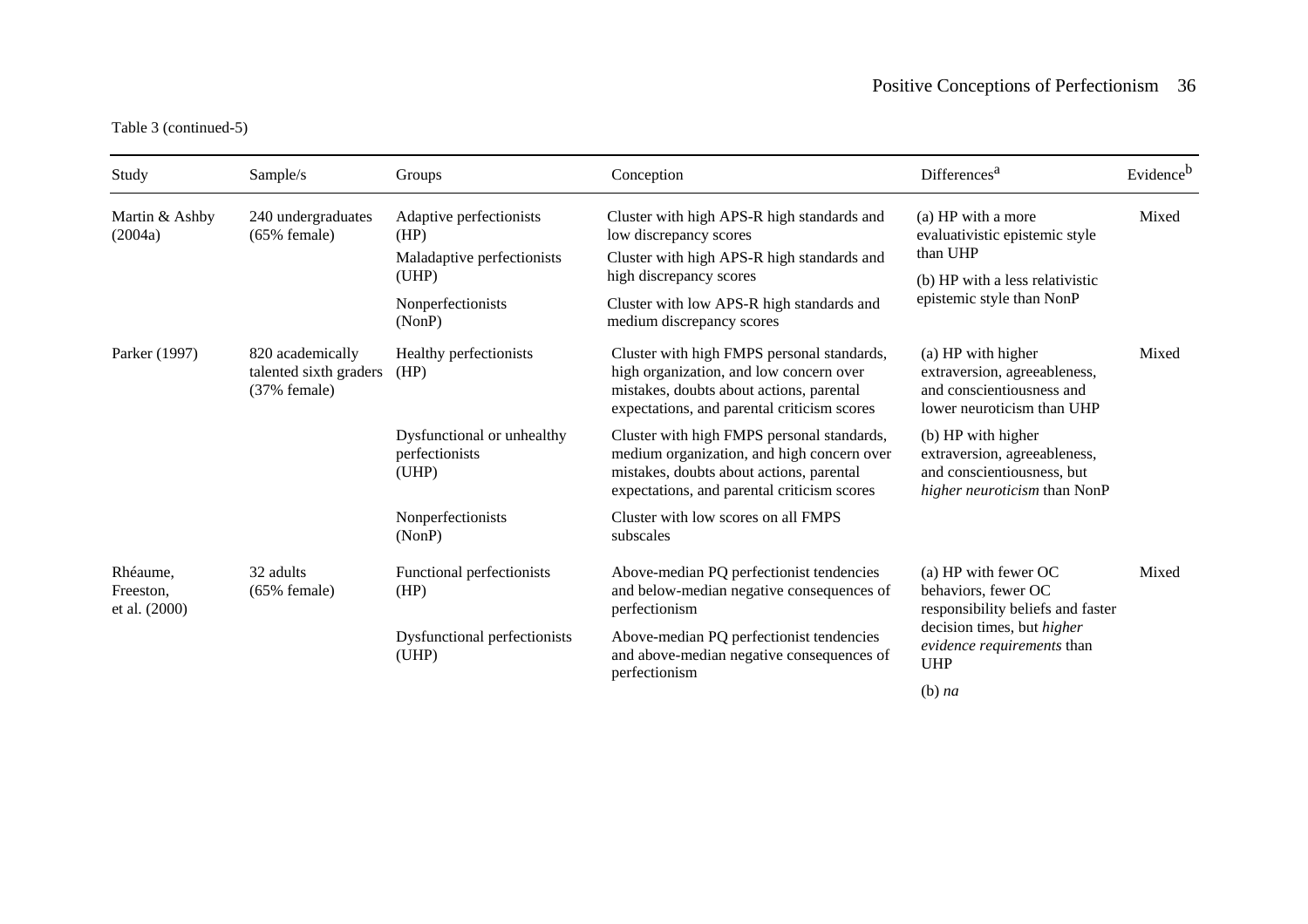Table 3 (continued-5)

| Study | Sample/s | Groups | Conception | Differences[a] | Evidence[b] |
|---|---|---|---|---|---|
| Martin & Ashby (2004a) | 240 undergraduates (65% female) | Adaptive perfectionists (HP) | Cluster with high APS-R high standards and low discrepancy scores | (a) HP with a more evaluativistic epistemic style than UHP | Mixed |
| | | Maladaptive perfectionists (UHP) | Cluster with high APS-R high standards and high discrepancy scores | (b) HP with a less relativistic epistemic style than NonP | |
| | | Nonperfectionists (NonP) | Cluster with low APS-R high standards and medium discrepancy scores | | |
| Parker (1997) | 820 academically talented sixth graders (37% female) | Healthy perfectionists (HP) | Cluster with high FMPS personal standards, high organization, and low concern over mistakes, doubts about actions, parental expectations, and parental criticism scores | (a) HP with higher extraversion, agreeableness, and conscientiousness and lower neuroticism than UHP | Mixed |
| | | Dysfunctional or unhealthy perfectionists (UHP) | Cluster with high FMPS personal standards, medium organization, and high concern over mistakes, doubts about actions, parental expectations, and parental criticism scores | (b) HP with higher extraversion, agreeableness, and conscientiousness, but *higher neuroticism* than NonP | |
| | | Nonperfectionists (NonP) | Cluster with low scores on all FMPS subscales | | |
| Rhéaume, Freeston, et al. (2000) | 32 adults (65% female) | Functional perfectionists (HP) | Above-median PQ perfectionist tendencies and below-median negative consequences of perfectionism | (a) HP with fewer OC behaviors, fewer OC responsibility beliefs and faster decision times, but *higher evidence requirements* than UHP | Mixed |
| | | Dysfunctional perfectionists (UHP) | Above-median PQ perfectionist tendencies and above-median negative consequences of perfectionism | (b) *na* | |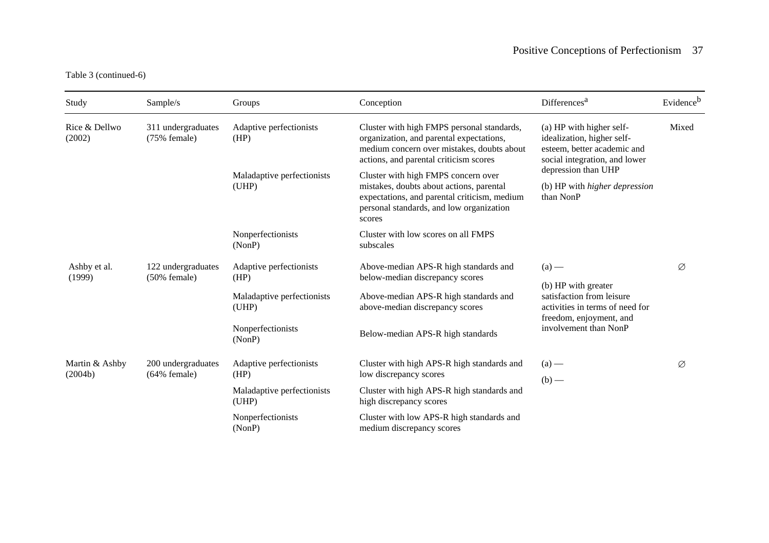Table 3 (continued-6)

| Study | Sample/s | Groups | Conception | Differences[a] | Evidence[b] |
|---|---|---|---|---|---|
| Rice & Dellwo (2002) | 311 undergraduates (75% female) | Adaptive perfectionists (HP) | Cluster with high FMPS personal standards, organization, and parental expectations, medium concern over mistakes, doubts about actions, and parental criticism scores | (a) HP with higher self-idealization, higher self-esteem, better academic and social integration, and lower depression than UHP | Mixed |
| | | Maladaptive perfectionists (UHP) | Cluster with high FMPS concern over mistakes, doubts about actions, parental expectations, and parental criticism, medium personal standards, and low organization scores | (b) HP with *higher depression* than NonP | |
| | | Nonperfectionists (NonP) | Cluster with low scores on all FMPS subscales | | |
| Ashby et al. (1999) | 122 undergraduates (50% female) | Adaptive perfectionists (HP) | Above-median APS-R high standards and below-median discrepancy scores | (a) — | ∅ |
| | | Maladaptive perfectionists (UHP) | Above-median APS-R high standards and above-median discrepancy scores | (b) HP with greater satisfaction from leisure activities in terms of need for freedom, enjoyment, and involvement than NonP | |
| | | Nonperfectionists (NonP) | Below-median APS-R high standards | | |
| Martin & Ashby (2004b) | 200 undergraduates (64% female) | Adaptive perfectionists (HP) | Cluster with high APS-R high standards and low discrepancy scores | (a) — | ∅ |
| | | Maladaptive perfectionists (UHP) | Cluster with high APS-R high standards and high discrepancy scores | (b) — | |
| | | Nonperfectionists (NonP) | Cluster with low APS-R high standards and medium discrepancy scores | | |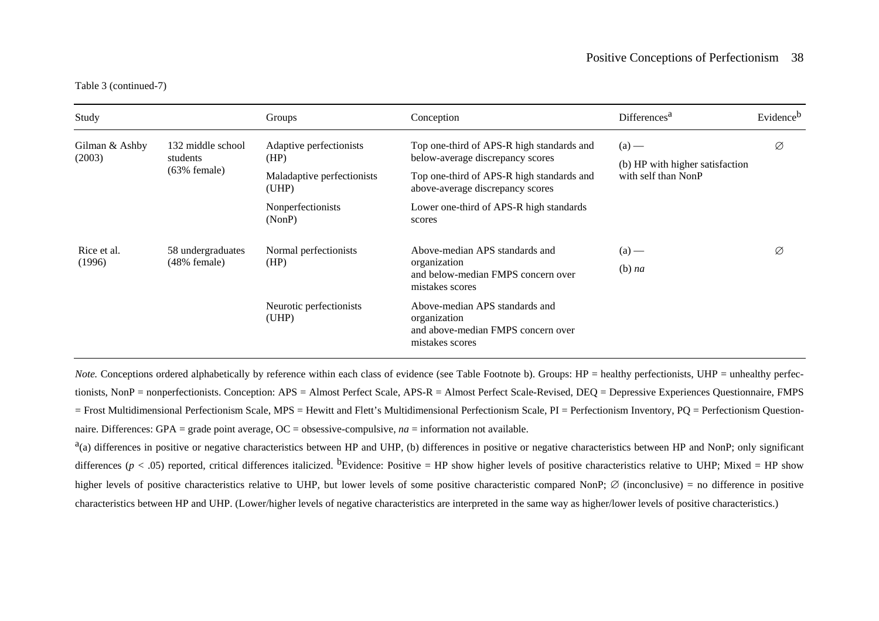Table 3 (continued-7)

| Study | | Groups | Conception | Differences[a] | Evidence[b] |
|---|---|---|---|---|---|
| Gilman & Ashby (2003) | 132 middle school students (63% female) | Adaptive perfectionists (HP) | Top one-third of APS-R high standards and below-average discrepancy scores | (a) — | ∅ |
| | | Maladaptive perfectionists (UHP) | Top one-third of APS-R high standards and above-average discrepancy scores | (b) HP with higher satisfaction with self than NonP | |
| | | Nonperfectionists (NonP) | Lower one-third of APS-R high standards scores | | |
| Rice et al. (1996) | 58 undergraduates (48% female) | Normal perfectionists (HP) | Above-median APS standards and organization and below-median FMPS concern over mistakes scores | (a) — | ∅ |
| | | | | (b) *na* | |
| | | Neurotic perfectionists (UHP) | Above-median APS standards and organization and above-median FMPS concern over mistakes scores | | |

*Note.* Conceptions ordered alphabetically by reference within each class of evidence (see Table Footnote b). Groups: HP = healthy perfectionists, UHP = unhealthy perfectionists, NonP = nonperfectionists. Conception: APS = Almost Perfect Scale, APS-R = Almost Perfect Scale-Revised, DEQ = Depressive Experiences Questionnaire, FMPS = Frost Multidimensional Perfectionism Scale, MPS = Hewitt and Flett's Multidimensional Perfectionism Scale, PI = Perfectionism Inventory, PQ = Perfectionism Questionnaire. Differences: GPA = grade point average, OC = obsessive-compulsive, *na* = information not available.

[a](a) differences in positive or negative characteristics between HP and UHP, (b) differences in positive or negative characteristics between HP and NonP; only significant differences ($p < .05$) reported, critical differences italicized. [b]Evidence: Positive = HP show higher levels of positive characteristics relative to UHP; Mixed = HP show higher levels of positive characteristics relative to UHP, but lower levels of some positive characteristic compared NonP; ∅ (inconclusive) = no difference in positive characteristics between HP and UHP. (Lower/higher levels of negative characteristics are interpreted in the same way as higher/lower levels of positive characteristics.)